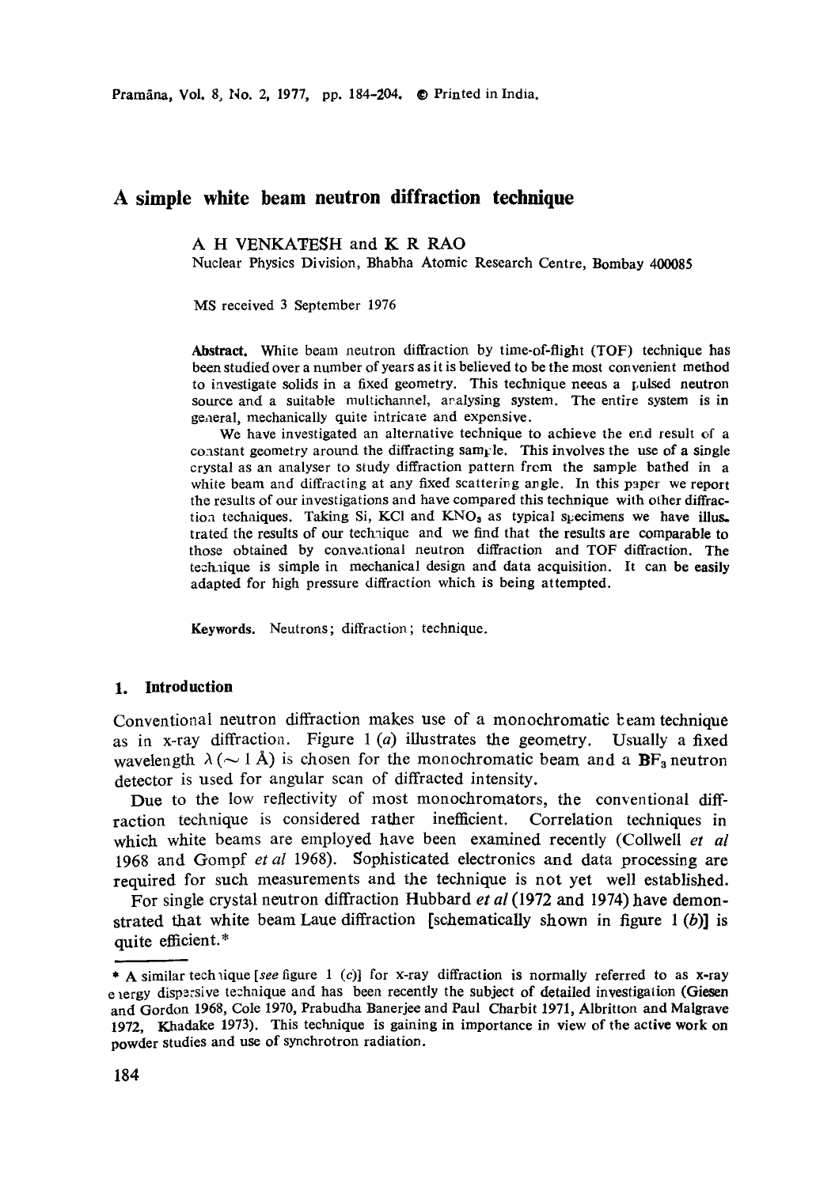# A simple white beam neutron diffraction technique

A H VENKATESH and K R RAO

Nuclear Physics Division, Bhabha Atomic Research Centre, Bombay 400085

MS received 3 September 1976

**Abstract.** White beam neutron diffraction by time-of-flight (TOF) technique has been studied over a number of years as it is believed to be the most convenient method to investigate solids in a fixed geometry. This technique needs a pulsed neutron source and a suitable multichannel, analysing system. The entire system is in general, mechanically quite intricate and expensive.

We have investigated an alternative technique to achieve the end result of a constant geometry around the diffracting sample. This involves the use of a single crystal as an analyser to study diffraction pattern from the sample bathed in a white beam and diffracting at any fixed scattering angle. In this paper we report the results of our investigations and have compared this technique with other diffraction techniques. Taking Si, KCl and $KNO_3$ as typical specimens we have illustrated the results of our technique and we find that the results are comparable to those obtained by conventional neutron diffraction and TOF diffraction. The technique is simple in mechanical design and data acquisition. It can be easily adapted for high pressure diffraction which is being attempted.

**Keywords.** Neutrons; diffraction; technique.

## 1. Introduction

Conventional neutron diffraction makes use of a monochromatic beam technique as in x-ray diffraction. Figure 1 (*a*) illustrates the geometry. Usually a fixed wavelength $\lambda$ ($\sim$ 1 Å) is chosen for the monochromatic beam and a $BF_3$ neutron detector is used for angular scan of diffracted intensity.

Due to the low reflectivity of most monochromators, the conventional diffraction technique is considered rather inefficient. Correlation techniques in which white beams are employed have been examined recently (Collwell *et al* 1968 and Gompf *et al* 1968). Sophisticated electronics and data processing are required for such measurements and the technique is not yet well established.

For single crystal neutron diffraction Hubbard *et al* (1972 and 1974) have demonstrated that white beam Laue diffraction [schematically shown in figure 1 (*b*)] is quite efficient.*

---

* A similar technique [*see* figure 1 (*c*)] for x-ray diffraction is normally referred to as x-ray energy dispersive technique and has been recently the subject of detailed investigation (Giesen and Gordon 1968, Cole 1970, Prabudha Banerjee and Paul Charbit 1971, Albritton and Malgrave 1972, Khadake 1973). This technique is gaining in importance in view of the active work on powder studies and use of synchrotron radiation.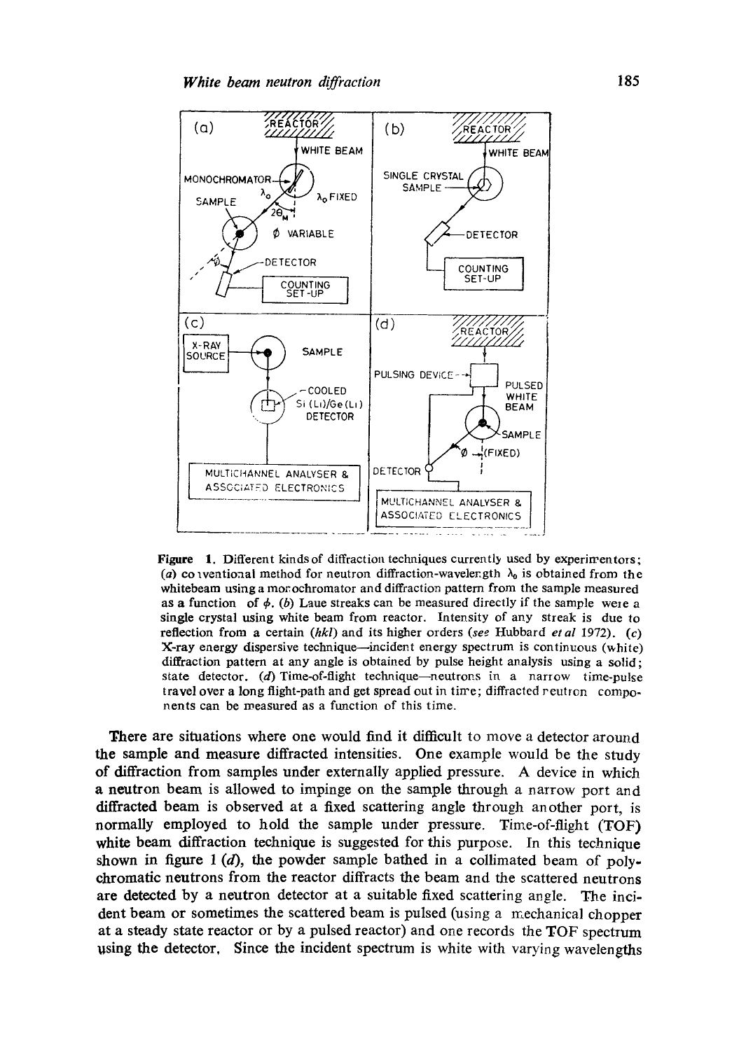**Figure 1.** Different kinds of diffraction techniques currently used by experimentors; (*a*) conventional method for neutron diffraction-wavelength $\lambda_0$ is obtained from the whitebeam using a monochromator and diffraction pattern from the sample measured as a function of $\phi$. (*b*) Laue streaks can be measured directly if the sample were a single crystal using white beam from reactor. Intensity of any streak is due to reflection from a certain (*hkl*) and its higher orders (*see* Hubbard *et al* 1972). (*c*) X-ray energy dispersive technique—incident energy spectrum is continuous (white) diffraction pattern at any angle is obtained by pulse height analysis using a solid; state detector. (*d*) Time-of-flight technique—neutrons in a narrow time-pulse travel over a long flight-path and get spread out in time; diffracted neutron components can be measured as a function of this time.

There are situations where one would find it difficult to move a detector around the sample and measure diffracted intensities. One example would be the study of diffraction from samples under externally applied pressure. A device in which a neutron beam is allowed to impinge on the sample through a narrow port and diffracted beam is observed at a fixed scattering angle through another port, is normally employed to hold the sample under pressure. Time-of-flight (TOF) white beam diffraction technique is suggested for this purpose. In this technique shown in figure 1 (*d*), the powder sample bathed in a collimated beam of polychromatic neutrons from the reactor diffracts the beam and the scattered neutrons are detected by a neutron detector at a suitable fixed scattering angle. The incident beam or sometimes the scattered beam is pulsed (using a mechanical chopper at a steady state reactor or by a pulsed reactor) and one records the TOF spectrum using the detector. Since the incident spectrum is white with varying wavelengths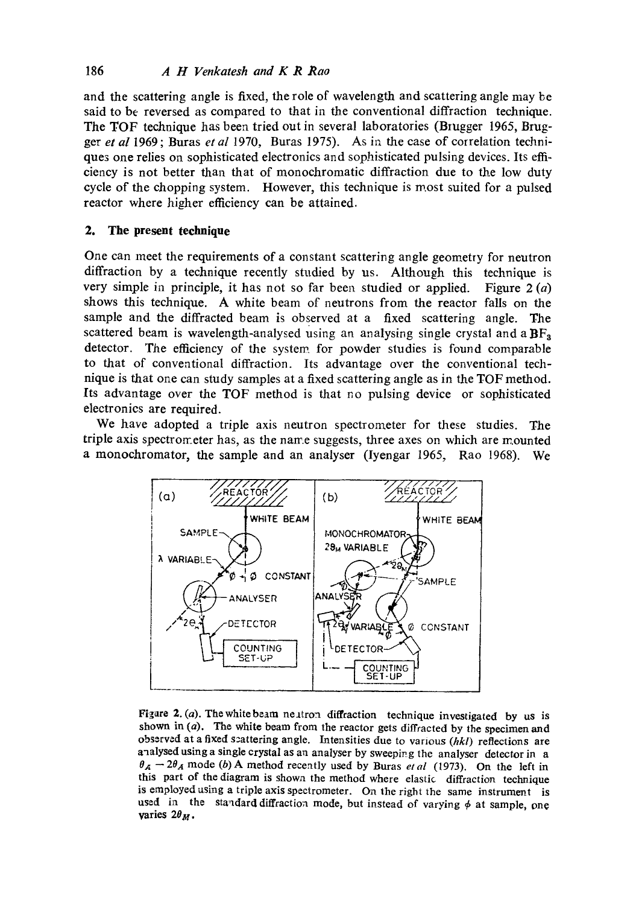and the scattering angle is fixed, the role of wavelength and scattering angle may be said to be reversed as compared to that in the conventional diffraction technique. The TOF technique has been tried out in several laboratories (Brugger 1965, Brugger *et al* 1969; Buras *et al* 1970, Buras 1975). As in the case of correlation techniques one relies on sophisticated electronics and sophisticated pulsing devices. Its efficiency is not better than that of monochromatic diffraction due to the low duty cycle of the chopping system. However, this technique is most suited for a pulsed reactor where higher efficiency can be attained.

## 2. The present technique

One can meet the requirements of a constant scattering angle geometry for neutron diffraction by a technique recently studied by us. Although this technique is very simple in principle, it has not so far been studied or applied. Figure 2 (*a*) shows this technique. A white beam of neutrons from the reactor falls on the sample and the diffracted beam is observed at a fixed scattering angle. The scattered beam is wavelength-analysed using an analysing single crystal and a $BF_3$ detector. The efficiency of the system for powder studies is found comparable to that of conventional diffraction. Its advantage over the conventional technique is that one can study samples at a fixed scattering angle as in the TOF method. Its advantage over the TOF method is that no pulsing device or sophisticated electronics are required.

We have adopted a triple axis neutron spectrometer for these studies. The triple axis spectrometer has, as the name suggests, three axes on which are mounted a monochromator, the sample and an analyser (Iyengar 1965, Rao 1968). We

Figure 2. (*a*). The white beam neutron diffraction technique investigated by us is shown in (*a*). The white beam from the reactor gets diffracted by the specimen and observed at a fixed scattering angle. Intensities due to various (*hkl*) reflections are analysed using a single crystal as an analyser by sweeping the analyser detector in a $\theta_A - 2\theta_A$ mode (*b*) A method recently used by Buras *et al* (1973). On the left in this part of the diagram is shown the method where elastic diffraction technique is employed using a triple axis spectrometer. On the right the same instrument is used in the standard diffraction mode, but instead of varying $\phi$ at sample, one varies $2\theta_M$.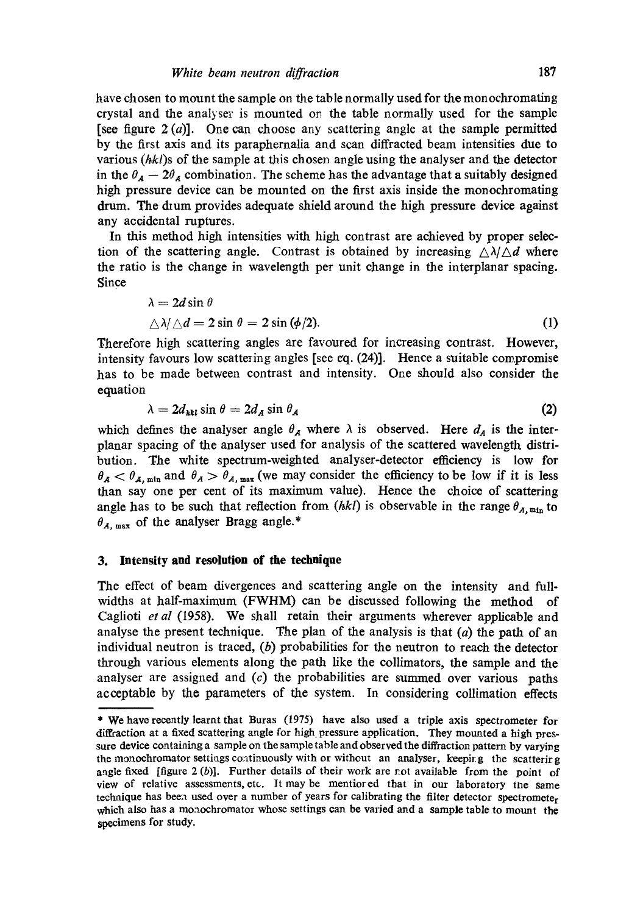have chosen to mount the sample on the table normally used for the monochromating crystal and the analyser is mounted on the table normally used for the sample [see figure 2 (*a*)]. One can choose any scattering angle at the sample permitted by the first axis and its paraphernalia and scan diffracted beam intensities due to various (*hkl*)s of the sample at this chosen angle using the analyser and the detector in the $\theta_A - 2\theta_A$ combination. The scheme has the advantage that a suitably designed high pressure device can be mounted on the first axis inside the monochromating drum. The drum provides adequate shield around the high pressure device against any accidental ruptures.

In this method high intensities with high contrast are achieved by proper selection of the scattering angle. Contrast is obtained by increasing $\triangle\lambda/\triangle d$ where the ratio is the change in wavelength per unit change in the interplanar spacing. Since

$$\lambda = 2d \sin \theta$$

$$\triangle\lambda/\triangle d = 2 \sin \theta = 2 \sin (\phi/2). \tag{1}$$

Therefore high scattering angles are favoured for increasing contrast. However, intensity favours low scattering angles [see eq. (24)]. Hence a suitable compromise has to be made between contrast and intensity. One should also consider the equation

$$\lambda = 2d_{hkl} \sin \theta = 2d_A \sin \theta_A \tag{2}$$

which defines the analyser angle $\theta_A$ where $\lambda$ is observed. Here $d_A$ is the interplanar spacing of the analyser used for analysis of the scattered wavelength distribution. The white spectrum-weighted analyser-detector efficiency is low for $\theta_A < \theta_{A,\min}$ and $\theta_A > \theta_{A,\max}$ (we may consider the efficiency to be low if it is less than say one per cent of its maximum value). Hence the choice of scattering angle has to be such that reflection from (*hkl*) is observable in the range $\theta_{A,\min}$ to $\theta_{A,\max}$ of the analyser Bragg angle.*

## 3. Intensity and resolution of the technique

The effect of beam divergences and scattering angle on the intensity and full-widths at half-maximum (FWHM) can be discussed following the method of Caglioti *et al* (1958). We shall retain their arguments wherever applicable and analyse the present technique. The plan of the analysis is that (*a*) the path of an individual neutron is traced, (*b*) probabilities for the neutron to reach the detector through various elements along the path like the collimators, the sample and the analyser are assigned and (*c*) the probabilities are summed over various paths acceptable by the parameters of the system. In considering collimation effects

---

* We have recently learnt that Buras (1975) have also used a triple axis spectrometer for diffraction at a fixed scattering angle for high pressure application. They mounted a high pressure device containing a sample on the sample table and observed the diffraction pattern by varying the monochromator settings continuously with or without an analyser, keeping the scattering angle fixed [figure 2 (*b*)]. Further details of their work are not available from the point of view of relative assessments, etc. It may be mentioned that in our laboratory the same technique has been used over a number of years for calibrating the filter detector spectrometer which also has a monochromator whose settings can be varied and a sample table to mount the specimens for study.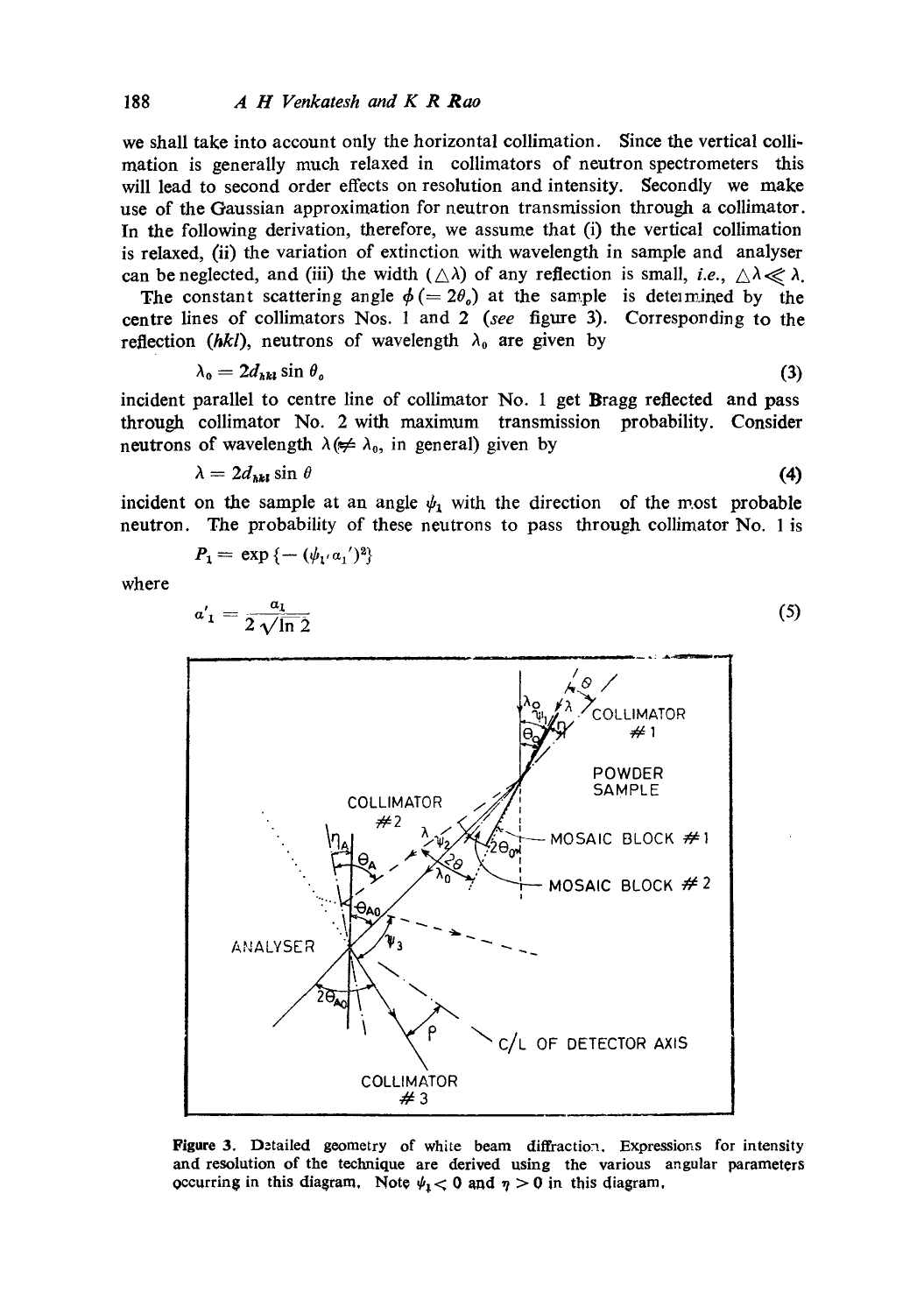we shall take into account only the horizontal collimation. Since the vertical collimation is generally much relaxed in collimators of neutron spectrometers this will lead to second order effects on resolution and intensity. Secondly we make use of the Gaussian approximation for neutron transmission through a collimator. In the following derivation, therefore, we assume that (i) the vertical collimation is relaxed, (ii) the variation of extinction with wavelength in sample and analyser can be neglected, and (iii) the width ($\triangle\lambda$) of any reflection is small, *i.e.*, $\triangle\lambda \ll \lambda$.

The constant scattering angle $\phi\,(=2\theta_0)$ at the sample is determined by the centre lines of collimators Nos. 1 and 2 (*see* figure 3). Corresponding to the reflection (*hkl*), neutrons of wavelength $\lambda_0$ are given by

$$\lambda_0 = 2d_{hkl} \sin \theta_0 \tag{3}$$

incident parallel to centre line of collimator No. 1 get Bragg reflected and pass through collimator No. 2 with maximum transmission probability. Consider neutrons of wavelength $\lambda\,(\neq \lambda_0$, in general) given by

$$\lambda = 2d_{hkl} \sin \theta \tag{4}$$

incident on the sample at an angle $\psi_1$ with the direction of the most probable neutron. The probability of these neutrons to pass through collimator No. 1 is

$$P_1 = \exp\{-(\psi_1/\alpha_1')^2\}$$

where

$$\alpha_1' = \frac{\alpha_1}{2\sqrt{\ln 2}} \tag{5}$$

Figure 3. Detailed geometry of white beam diffraction. Expressions for intensity and resolution of the technique are derived using the various angular parameters occurring in this diagram. Note $\psi_1 < 0$ and $\eta > 0$ in this diagram.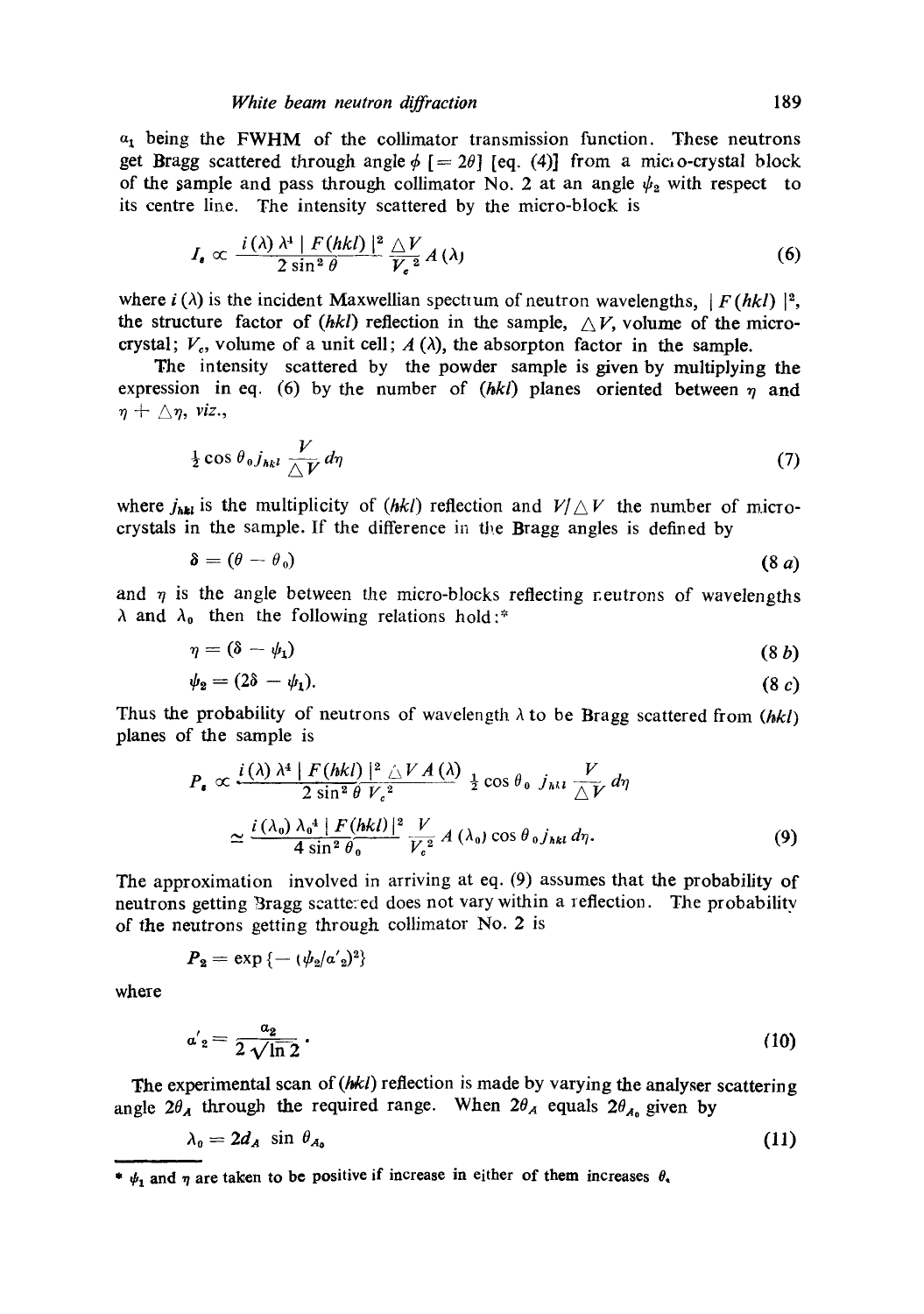$a_1$ being the FWHM of the collimator transmission function. These neutrons get Bragg scattered through angle $\phi$ [$= 2\theta$] [eq. (4)] from a micro-crystal block of the sample and pass through collimator No. 2 at an angle $\psi_2$ with respect to its centre line. The intensity scattered by the micro-block is

$$I_s \propto \frac{i(\lambda)\,\lambda^4\,|F(hkl)|^2}{2\sin^2\theta}\,\frac{\triangle V}{V_c^{\,2}}\,A(\lambda) \tag{6}$$

where $i(\lambda)$ is the incident Maxwellian spectrum of neutron wavelengths, $|F(hkl)|^2$, the structure factor of $(hkl)$ reflection in the sample, $\triangle V$, volume of the micro-crystal; $V_c$, volume of a unit cell; $A(\lambda)$, the absorpton factor in the sample.

The intensity scattered by the powder sample is given by multiplying the expression in eq. (6) by the number of $(hkl)$ planes oriented between $\eta$ and $\eta + \triangle\eta$, *viz.*,

$$\tfrac{1}{2}\cos\theta_0\, j_{hkl}\,\frac{V}{\triangle V}\,d\eta \tag{7}$$

where $j_{hkl}$ is the multiplicity of $(hkl)$ reflection and $V/\triangle V$ the number of micro-crystals in the sample. If the difference in the Bragg angles is defined by

$$\delta = (\theta - \theta_0) \tag{8 a}$$

and $\eta$ is the angle between the micro-blocks reflecting neutrons of wavelengths $\lambda$ and $\lambda_0$ then the following relations hold:*

$$\eta = (\delta - \psi_1) \tag{8 b}$$

$$\psi_2 = (2\delta - \psi_1). \tag{8 c}$$

Thus the probability of neutrons of wavelength $\lambda$ to be Bragg scattered from $(hkl)$ planes of the sample is

$$P_s \propto \frac{i(\lambda)\,\lambda^4\,|F(hkl)|^2\,\triangle V\,A(\lambda)}{2\sin^2\theta\,V_c^{\,2}}\;\tfrac{1}{2}\cos\theta_0\;j_{hkl}\,\frac{V}{\triangle V}\,d\eta$$

$$\simeq \frac{i(\lambda_0)\,\lambda_0^{\,4}\,|F(hkl)|^2}{4\sin^2\theta_0}\,\frac{V}{V_c^{\,2}}\,A(\lambda_0)\cos\theta_0\, j_{hkl}\,d\eta. \tag{9}$$

The approximation involved in arriving at eq. (9) assumes that the probability of neutrons getting Bragg scattered does not vary within a reflection. The probability of the neutrons getting through collimator No. 2 is

$$P_2 = \exp\{-(\psi_2/a'_2)^2\}$$

where

$$a'_2 = \frac{a_2}{2\sqrt{\ln 2}}\,. \tag{10}$$

The experimental scan of $(hkl)$ reflection is made by varying the analyser scattering angle $2\theta_A$ through the required range. When $2\theta_A$ equals $2\theta_{A_0}$ given by

$$\lambda_0 = 2d_A\,\sin\theta_{A_0} \tag{11}$$

---

\* $\psi_1$ and $\eta$ are taken to be positive if increase in either of them increases $\theta$.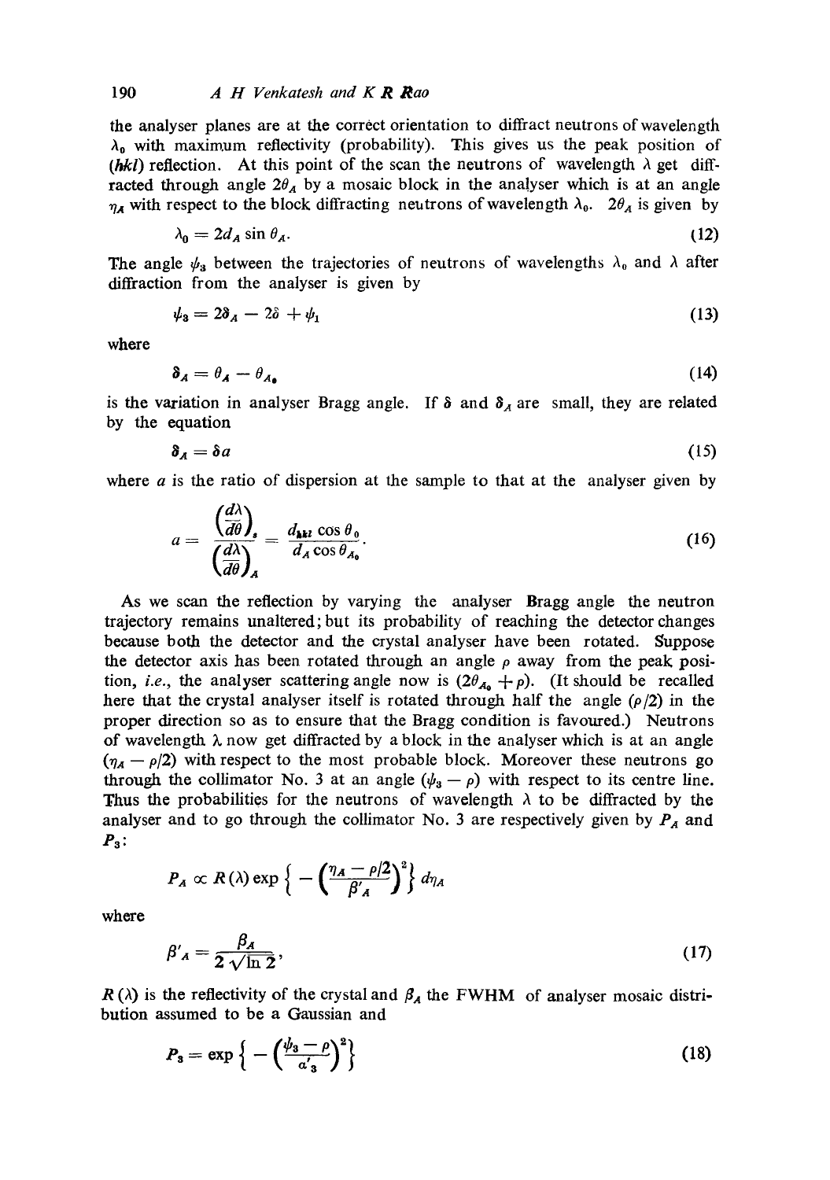the analyser planes are at the correct orientation to diffract neutrons of wavelength $\lambda_0$ with maximum reflectivity (probability). This gives us the peak position of $(hkl)$ reflection. At this point of the scan the neutrons of wavelength $\lambda$ get diffracted through angle $2\theta_A$ by a mosaic block in the analyser which is at an angle $\eta_A$ with respect to the block diffracting neutrons of wavelength $\lambda_0$. $2\theta_A$ is given by

$$\lambda_0 = 2d_A \sin \theta_A. \tag{12}$$

The angle $\psi_3$ between the trajectories of neutrons of wavelengths $\lambda_0$ and $\lambda$ after diffraction from the analyser is given by

$$\psi_3 = 2\delta_A - 2\delta + \psi_1 \tag{13}$$

where

$$\delta_A = \theta_A - \theta_{A_0} \tag{14}$$

is the variation in analyser Bragg angle. If $\delta$ and $\delta_A$ are small, they are related by the equation

$$\delta_A = \delta a \tag{15}$$

where $a$ is the ratio of dispersion at the sample to that at the analyser given by

$$a = \frac{\left(\frac{d\lambda}{d\theta}\right)_s}{\left(\frac{d\lambda}{d\theta}\right)_A} = \frac{d_{hkl} \cos \theta_0}{d_A \cos \theta_{A_0}}. \tag{16}$$

As we scan the reflection by varying the analyser Bragg angle the neutron trajectory remains unaltered; but its probability of reaching the detector changes because both the detector and the crystal analyser have been rotated. Suppose the detector axis has been rotated through an angle $\rho$ away from the peak position, *i.e.*, the analyser scattering angle now is $(2\theta_{A_0} + \rho)$. (It should be recalled here that the crystal analyser itself is rotated through half the angle $(\rho/2)$ in the proper direction so as to ensure that the Bragg condition is favoured.) Neutrons of wavelength $\lambda$ now get diffracted by a block in the analyser which is at an angle $(\eta_A - \rho/2)$ with respect to the most probable block. Moreover these neutrons go through the collimator No. 3 at an angle $(\psi_3 - \rho)$ with respect to its centre line. Thus the probabilities for the neutrons of wavelength $\lambda$ to be diffracted by the analyser and to go through the collimator No. 3 are respectively given by $P_A$ and $P_3$:

$$P_A \propto R(\lambda) \exp \left\{ -\left(\frac{\eta_A - \rho/2}{\beta'_A}\right)^2 \right\} d\eta_A$$

where

$$\beta'_A = \frac{\beta_A}{2\sqrt{\ln 2}}, \tag{17}$$

$R(\lambda)$ is the reflectivity of the crystal and $\beta_A$ the FWHM of analyser mosaic distribution assumed to be a Gaussian and

$$P_3 = \exp \left\{ -\left(\frac{\psi_3 - \rho}{\alpha'_3}\right)^2 \right\} \tag{18}$$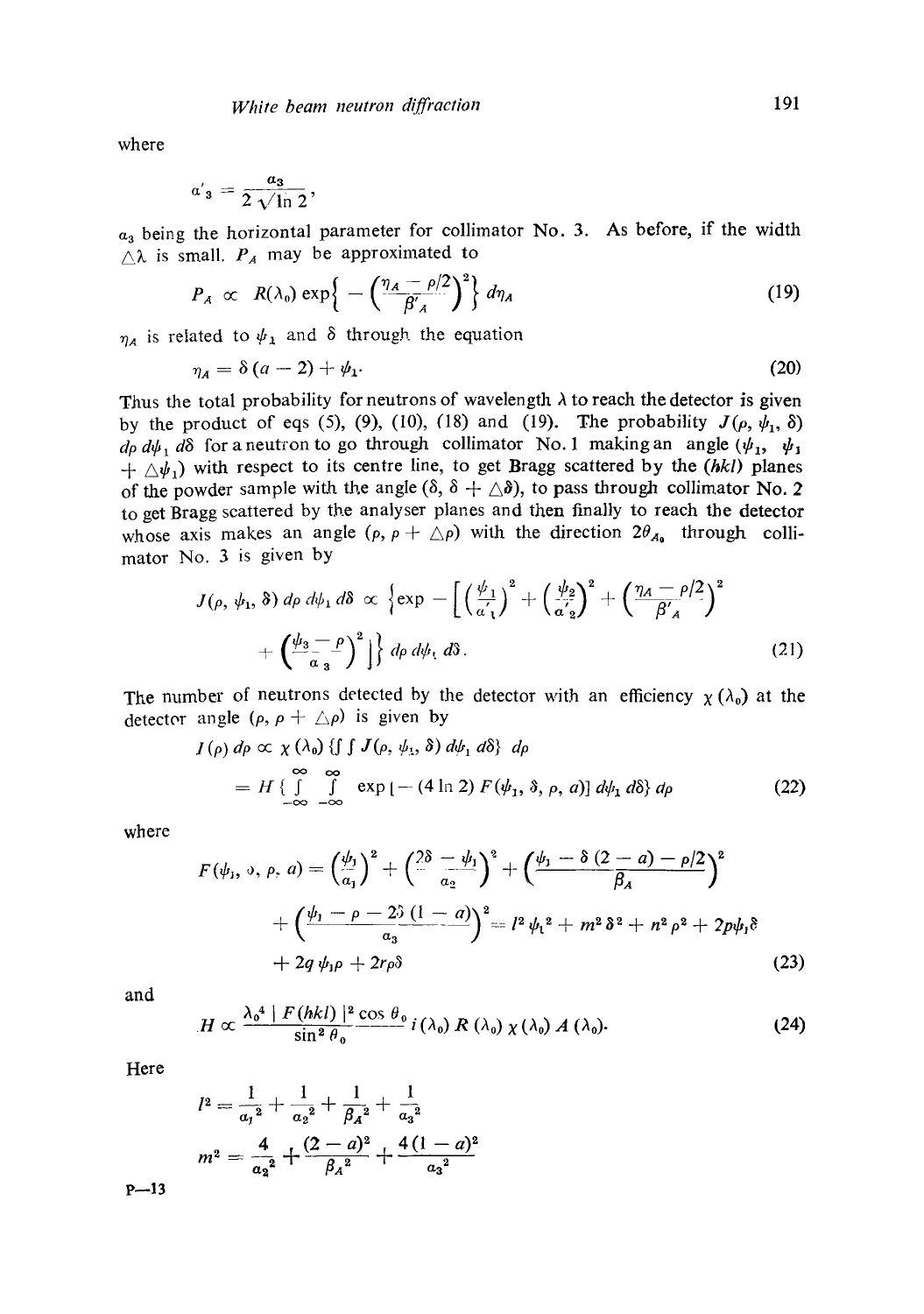where

$$a'_3 = \frac{a_3}{2\sqrt{\ln 2}},$$

$a_3$ being the horizontal parameter for collimator No. 3. As before, if the width $\triangle\lambda$ is small. $P_A$ may be approximated to

$$P_A \propto R(\lambda_0) \exp\left\{ -\left(\frac{\eta_A - \rho/2}{\beta'_A}\right)^2 \right\} d\eta_A \tag{19}$$

$\eta_A$ is related to $\psi_1$ and $\delta$ through the equation

$$\eta_A = \delta(a - 2) + \psi_1. \tag{20}$$

Thus the total probability for neutrons of wavelength $\lambda$ to reach the detector is given by the product of eqs (5), (9), (10), (18) and (19). The probability $J(\rho, \psi_1, \delta)$ $d\rho\, d\psi_1\, d\delta$ for a neutron to go through collimator No. 1 making an angle $(\psi_1, \psi_1 + \triangle\psi_1)$ with respect to its centre line, to get Bragg scattered by the $(hkl)$ planes of the powder sample with the angle $(\delta, \delta + \triangle\delta)$, to pass through collimator No. 2 to get Bragg scattered by the analyser planes and then finally to reach the detector whose axis makes an angle $(\rho, \rho + \triangle\rho)$ with the direction $2\theta_{A_0}$ through collimator No. 3 is given by

$$J(\rho, \psi_1, \delta)\, d\rho\, d\psi_1\, d\delta \propto \left\{ \exp - \left[ \left(\frac{\psi_1}{a'_1}\right)^2 + \left(\frac{\psi_2}{a'_2}\right)^2 + \left(\frac{\eta_A - \rho/2}{\beta'_A}\right)^2 + \left(\frac{\psi_3 - \rho}{a'_3}\right)^2 \right] \right\} d\rho\, d\psi_1\, d\delta. \tag{21}$$

The number of neutrons detected by the detector with an efficiency $\chi(\lambda_0)$ at the detector angle $(\rho, \rho + \triangle\rho)$ is given by

$$I(\rho)\, d\rho \propto \chi(\lambda_0) \{\textstyle\int\int J(\rho, \psi_1, \delta)\, d\psi_1\, d\delta\}\, d\rho$$

$$= H\left\{ \int_{-\infty}^{\infty} \int_{-\infty}^{\infty} \exp\left[-(4 \ln 2) F(\psi_1, \delta, \rho, a)\right] d\psi_1\, d\delta\right\} d\rho \tag{22}$$

where

$$F(\psi_1, \delta, \rho, a) = \left(\frac{\psi_1}{a_1}\right)^2 + \left(\frac{2\delta - \psi_1}{a_2}\right)^2 + \left(\frac{\psi_1 - \delta(2 - a) - \rho/2}{\beta_A}\right)^2 + \left(\frac{\psi_1 - \rho - 2\delta(1 - a)}{a_3}\right)^2 = l^2\psi_1^2 + m^2\delta^2 + n^2\rho^2 + 2p\psi_1\delta + 2q\,\psi_1\rho + 2r\rho\delta \tag{23}$$

and

$$H \propto \frac{\lambda_0^4\, |F(hkl)|^2 \cos\theta_0}{\sin^2\theta_0}\, i(\lambda_0)\, R(\lambda_0)\, \chi(\lambda_0)\, A(\lambda_0). \tag{24}$$

Here

$$l^2 = \frac{1}{a_1^2} + \frac{1}{a_2^2} + \frac{1}{\beta_A^2} + \frac{1}{a_3^2}$$

$$m^2 = \frac{4}{a_2^2} + \frac{(2 - a)^2}{\beta_A^2} + \frac{4(1 - a)^2}{a_3^2}$$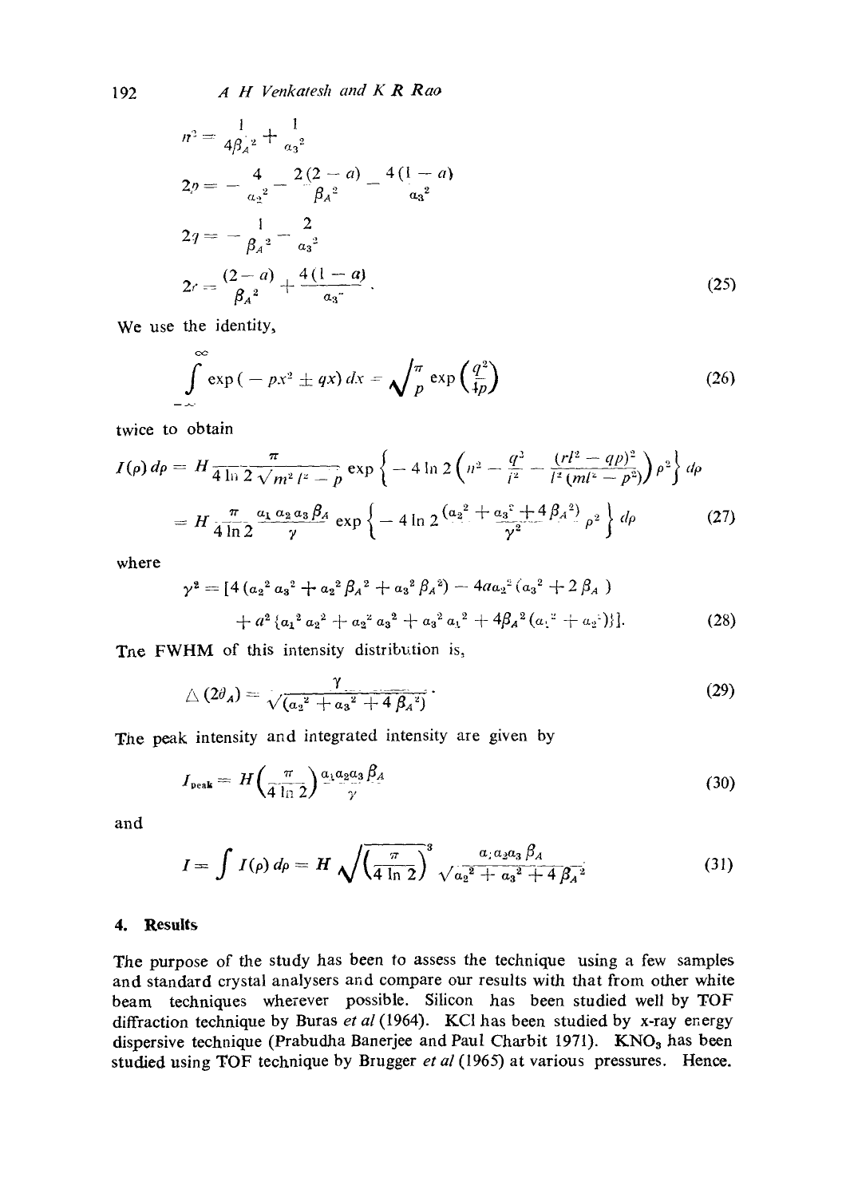$$n^2 = \frac{1}{4\beta_A^2} + \frac{1}{a_3^2}$$

$$2p = -\frac{4}{a_2^2} - \frac{2(2-a)}{\beta_A^2} - \frac{4(1-a)}{a_3^2}$$

$$2q = -\frac{1}{\beta_A^2} - \frac{2}{a_3^2}$$

$$2r = \frac{(2-a)}{\beta_A^2} + \frac{4(1-a)}{a_3^2}. \tag{25}$$

We use the identity,

$$\int_{-\infty}^{\infty} \exp(-px^2 \pm qx)\, dx = \sqrt{\frac{\pi}{p}} \exp\left(\frac{q^2}{4p}\right) \tag{26}$$

twice to obtain

$$I(\rho)\, d\rho = H \frac{\pi}{4 \ln 2 \sqrt{m^2 l^2 - p}} \exp\left\{-4 \ln 2 \left(n^2 - \frac{q^2}{l^2} - \frac{(rl^2 - qp)^2}{l^2(ml^2 - p^2)}\right)\rho^2\right\} d\rho$$

$$= H \frac{\pi}{4 \ln 2} \frac{a_1 a_2 a_3 \beta_A}{\gamma} \exp\left\{-4 \ln 2 \frac{(a_2^2 + a_3^2 + 4\beta_A^2)}{\gamma^2} \rho^2\right\} d\rho \tag{27}$$

where

$$\gamma^2 = [4(a_2^2 a_3^2 + a_2^2 \beta_A^2 + a_3^2 \beta_A^2) - 4a a_2^2 (a_3^2 + 2\beta_A)$$
$$+ a^2 \{a_1^2 a_2^2 + a_2^2 a_3^2 + a_3^2 a_1^2 + 4\beta_A^2 (a_1^2 + a_2^2)\}]. \tag{28}$$

The FWHM of this intensity distribution is,

$$\triangle(2\theta_A) = \frac{\gamma}{\sqrt{(a_2^2 + a_3^2 + 4\beta_A^2)}}. \tag{29}$$

The peak intensity and integrated intensity are given by

$$I_{\text{peak}} = H\left(\frac{\pi}{4 \ln 2}\right) \frac{a_1 a_2 a_3 \beta_A}{\gamma} \tag{30}$$

and

$$I = \int I(\rho)\, d\rho = H \sqrt{\left(\frac{\pi}{4 \ln 2}\right)^3} \frac{a_1 a_2 a_3 \beta_A}{\sqrt{a_2^2 + a_3^2 + 4\beta_A^2}} \tag{31}$$

## 4. Results

The purpose of the study has been to assess the technique using a few samples and standard crystal analysers and compare our results with that from other white beam techniques wherever possible. Silicon has been studied well by TOF diffraction technique by Buras *et al* (1964). KCl has been studied by x-ray energy dispersive technique (Prabudha Banerjee and Paul Charbit 1971). $KNO_3$ has been studied using TOF technique by Brugger *et al* (1965) at various pressures. Hence.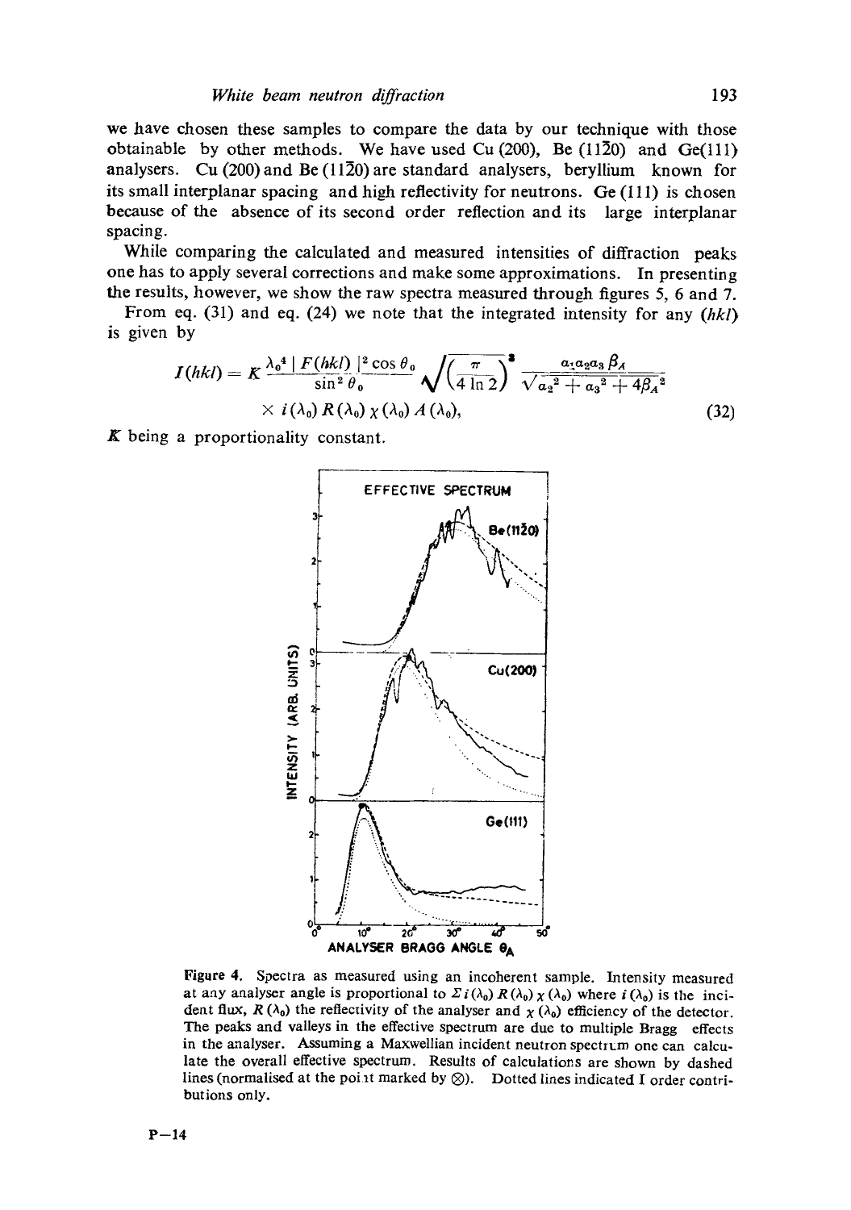we have chosen these samples to compare the data by our technique with those obtainable by other methods. We have used Cu (200), Be (11$\bar{2}$0) and Ge(111) analysers. Cu (200) and Be (11$\bar{2}$0) are standard analysers, beryllium known for its small interplanar spacing and high reflectivity for neutrons. Ge (111) is chosen because of the absence of its second order reflection and its large interplanar spacing.

While comparing the calculated and measured intensities of diffraction peaks one has to apply several corrections and make some approximations. In presenting the results, however, we show the raw spectra measured through figures 5, 6 and 7.

From eq. (31) and eq. (24) we note that the integrated intensity for any $(hkl)$ is given by

$$I(hkl) = K \frac{\lambda_0^4 \, |F(hkl)|^2 \cos \theta_0}{\sin^2 \theta_0} \sqrt{\left(\frac{\pi}{4 \ln 2}\right)^3} \frac{\alpha_1 \alpha_2 \alpha_3 \beta_A}{\sqrt{\alpha_2^2 + \alpha_3^2 + 4\beta_A^2}} \times i(\lambda_0) R(\lambda_0) \chi(\lambda_0) A(\lambda_0), \tag{32}$$

$K$ being a proportionality constant.

Figure 4. Spectra as measured using an incoherent sample. Intensity measured at any analyser angle is proportional to $\Sigma\, i(\lambda_0) R(\lambda_0) \chi(\lambda_0)$ where $i(\lambda_0)$ is the incident flux, $R(\lambda_0)$ the reflectivity of the analyser and $\chi(\lambda_0)$ efficiency of the detector. The peaks and valleys in the effective spectrum are due to multiple Bragg effects in the analyser. Assuming a Maxwellian incident neutron spectrum one can calculate the overall effective spectrum. Results of calculations are shown by dashed lines (normalised at the point marked by ⊗). Dotted lines indicated I order contributions only.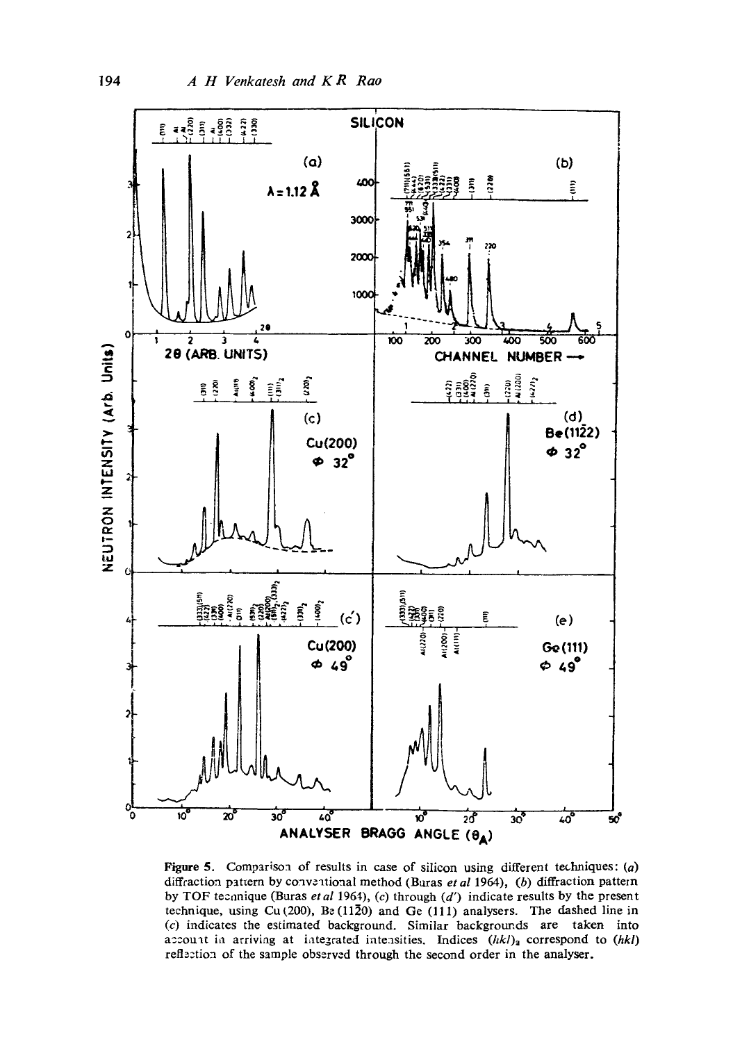Figure 5. Comparison of results in case of silicon using different techniques: (*a*) diffraction pattern by conventional method (Buras *et al* 1964), (*b*) diffraction pattern by TOF technique (Buras *et al* 1964), (*c*) through (*d'*) indicate results by the present technique, using Cu (200), Be (11$\bar{2}$0) and Ge (111) analysers. The dashed line in (*c*) indicates the estimated background. Similar backgrounds are taken into account in arriving at integrated intensities. Indices $(hkl)_2$ correspond to $(hkl)$ reflection of the sample observed through the second order in the analyser.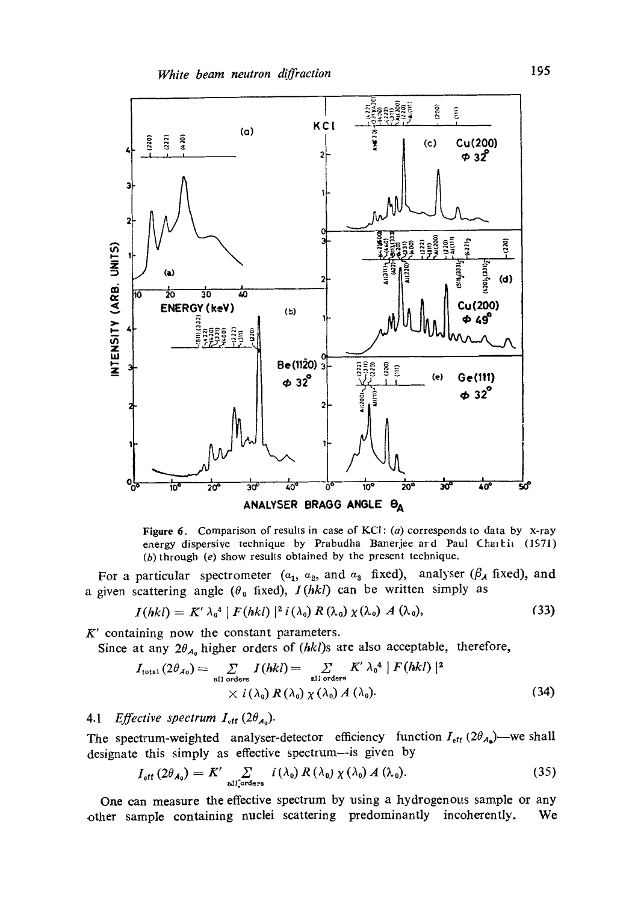Figure 6. Comparison of results in case of KCl: (*a*) corresponds to data by X-ray energy dispersive technique by Prabudha Banerjee and Paul Chaitit (1971) (*b*) through (*e*) show results obtained by the present technique.

For a particular spectrometer ($\alpha_1$, $\alpha_2$, and $\alpha_3$ fixed), analyser ($\beta_A$ fixed), and a given scattering angle ($\theta_0$ fixed), $I(hkl)$ can be written simply as

$$I(hkl) = K' \lambda_0^4 \, |F(hkl)|^2 \, i(\lambda_0) \, R(\lambda_0) \, \chi(\lambda_0) \, A(\lambda_0), \tag{33}$$

$K'$ containing now the constant parameters.

Since at any $2\theta_{A_0}$ higher orders of ($hkl$)s are also acceptable, therefore,

$$I_{\text{total}}(2\theta_{A_0}) = \sum_{\text{all orders}} I(hkl) = \sum_{\text{all orders}} K' \lambda_0^4 \, |F(hkl)|^2 \times i(\lambda_0) \, R(\lambda_0) \, \chi(\lambda_0) \, A(\lambda_0). \tag{34}$$

### 4.1 *Effective spectrum* $I_{\text{eff}}(2\theta_{A_0})$.

The spectrum-weighted analyser-detector efficiency function $I_{\text{eff}}(2\theta_{A_0})$—we shall designate this simply as effective spectrum—is given by

$$I_{\text{eff}}(2\theta_{A_0}) = K' \sum_{\text{all orders}} i(\lambda_0) \, R(\lambda_0) \, \chi(\lambda_0) \, A(\lambda_0). \tag{35}$$

One can measure the effective spectrum by using a hydrogenous sample or any other sample containing nuclei scattering predominantly incoherently. We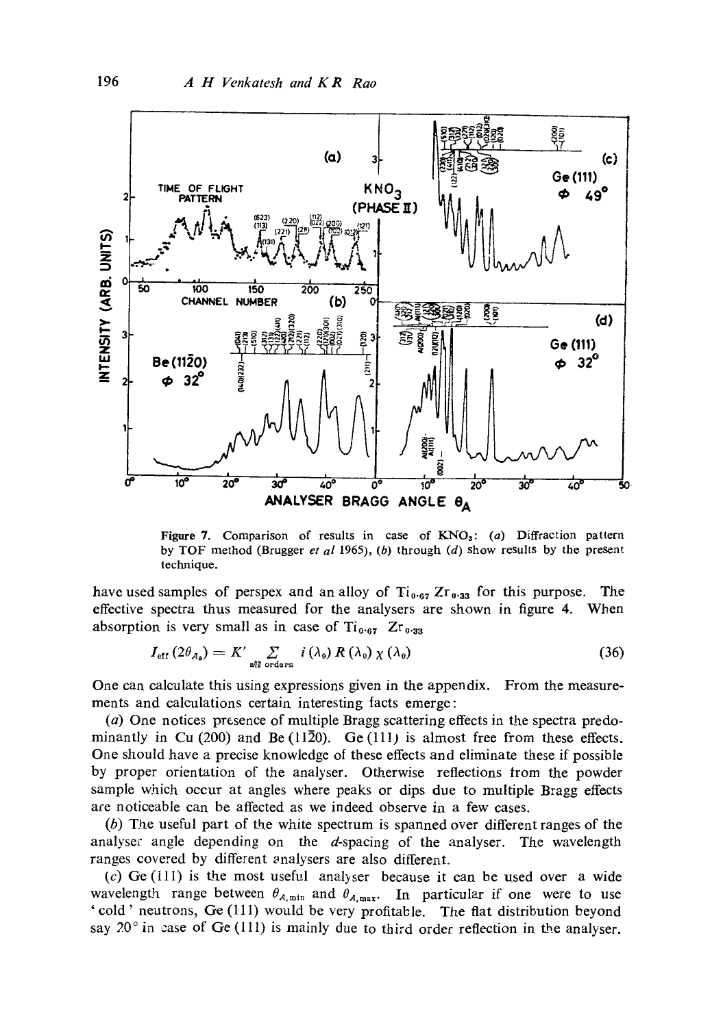Figure 7. Comparison of results in case of $KNO_3$: (a) Diffraction pattern by TOF method (Brugger *et al* 1965), (b) through (d) show results by the present technique.

have used samples of perspex and an alloy of $Ti_{0.67}Zr_{0.33}$ for this purpose. The effective spectra thus measured for the analysers are shown in figure 4. When absorption is very small as in case of $Ti_{0.67}Zr_{0.33}$

$$I_{\text{eff}}(2\theta_{A_0}) = K' \sum_{\text{all orders}} i(\lambda_0) R(\lambda_0) \chi(\lambda_0) \tag{36}$$

One can calculate this using expressions given in the appendix. From the measurements and calculations certain interesting facts emerge:

(*a*) One notices presence of multiple Bragg scattering effects in the spectra predominantly in Cu (200) and Be ($11\bar{2}0$). Ge (111) is almost free from these effects. One should have a precise knowledge of these effects and eliminate these if possible by proper orientation of the analyser. Otherwise reflections from the powder sample which occur at angles where peaks or dips due to multiple Bragg effects are noticeable can be affected as we indeed observe in a few cases.

(*b*) The useful part of the white spectrum is spanned over different ranges of the analyser angle depending on the *d*-spacing of the analyser. The wavelength ranges covered by different analysers are also different.

(*c*) Ge (111) is the most useful analyser because it can be used over a wide wavelength range between $\theta_{A,\min}$ and $\theta_{A,\max}$. In particular if one were to use 'cold' neutrons, Ge (111) would be very profitable. The flat distribution beyond say 20° in case of Ge (111) is mainly due to third order reflection in the analyser.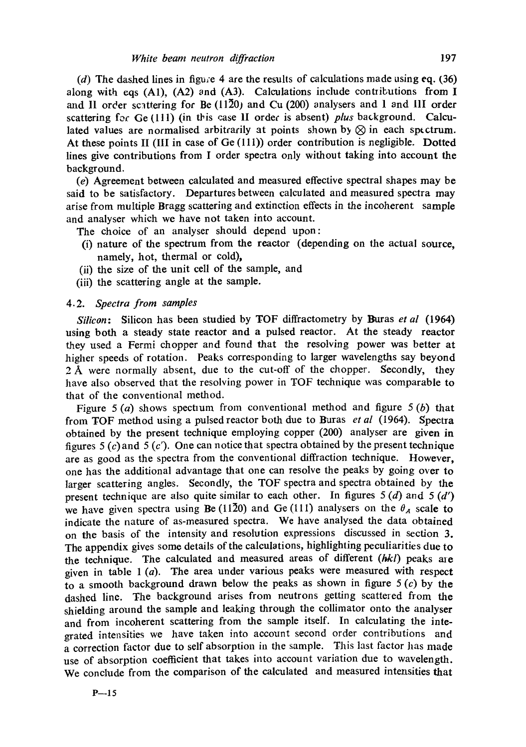(*d*) The dashed lines in figure 4 are the results of calculations made using eq. (36) along with eqs (A1), (A2) and (A3). Calculations include contributions from I and II order scattering for Be $(11\bar{2}0)$ and Cu (200) analysers and I and III order scattering for Ge (111) (in this case II order is absent) *plus* background. Calculated values are normalised arbitrarily at points shown by $\otimes$ in each spectrum. At these points II (III in case of Ge (111)) order contribution is negligible. Dotted lines give contributions from I order spectra only without taking into account the background.

(*e*) Agreement between calculated and measured effective spectral shapes may be said to be satisfactory. Departures between calculated and measured spectra may arise from multiple Bragg scattering and extinction effects in the incoherent sample and analyser which we have not taken into account.

The choice of an analyser should depend upon:

(i) nature of the spectrum from the reactor (depending on the actual source, namely, hot, thermal or cold),

(ii) the size of the unit cell of the sample, and

(iii) the scattering angle at the sample.

### 4.2. *Spectra from samples*

*Silicon*: Silicon has been studied by TOF diffractometry by Buras *et al* (1964) using both a steady state reactor and a pulsed reactor. At the steady reactor they used a Fermi chopper and found that the resolving power was better at higher speeds of rotation. Peaks corresponding to larger wavelengths say beyond 2 Å were normally absent, due to the cut-off of the chopper. Secondly, they have also observed that the resolving power in TOF technique was comparable to that of the conventional method.

Figure 5 (*a*) shows spectrum from conventional method and figure 5 (*b*) that from TOF method using a pulsed reactor both due to Buras *et al* (1964). Spectra obtained by the present technique employing copper (200) analyser are given in figures 5 (*c*) and 5 (*c*′). One can notice that spectra obtained by the present technique are as good as the spectra from the conventional diffraction technique. However, one has the additional advantage that one can resolve the peaks by going over to larger scattering angles. Secondly, the TOF spectra and spectra obtained by the present technique are also quite similar to each other. In figures 5 (*d*) and 5 (*d*′) we have given spectra using Be $(11\bar{2}0)$ and Ge (111) analysers on the $\theta_A$ scale to indicate the nature of as-measured spectra. We have analysed the data obtained on the basis of the intensity and resolution expressions discussed in section 3. The appendix gives some details of the calculations, highlighting peculiarities due to the technique. The calculated and measured areas of different (*hkl*) peaks are given in table 1 (*a*). The area under various peaks were measured with respect to a smooth background drawn below the peaks as shown in figure 5 (*c*) by the dashed line. The background arises from neutrons getting scattered from the shielding around the sample and leaking through the collimator onto the analyser and from incoherent scattering from the sample itself. In calculating the integrated intensities we have taken into account second order contributions and a correction factor due to self absorption in the sample. This last factor has made use of absorption coefficient that takes into account variation due to wavelength. We conclude from the comparison of the calculated and measured intensities that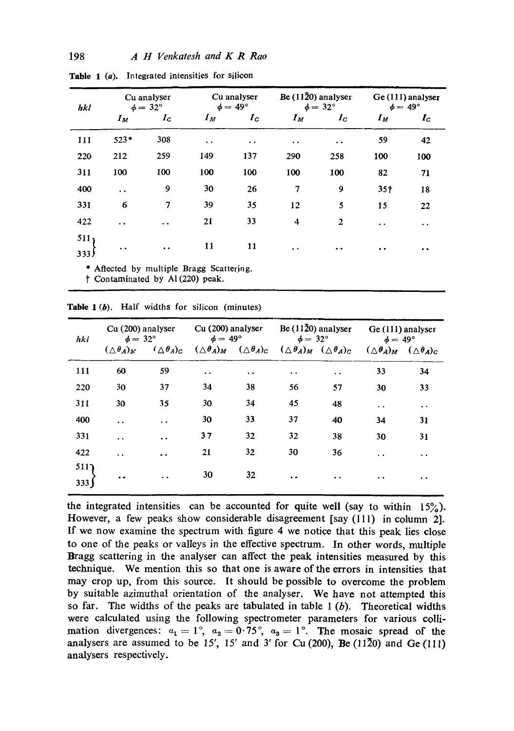**Table 1 (a).** Integrated intensities for silicon

| hkl | Cu analyser $\phi = 32°$ | | Cu analyser $\phi = 49°$ | | Be (11$\bar{2}$0) analyser $\phi = 32°$ | | Ge (111) analyser $\phi = 49°$ | |
|---|---|---|---|---|---|---|---|---|
| | $I_M$ | $I_C$ | $I_M$ | $I_C$ | $I_M$ | $I_C$ | $I_M$ | $I_C$ |
| 111 | 523* | 308 | .. | .. | .. | .. | 59 | 42 |
| 220 | 212 | 259 | 149 | 137 | 290 | 258 | 100 | 100 |
| 311 | 100 | 100 | 100 | 100 | 100 | 100 | 82 | 71 |
| 400 | .. | 9 | 30 | 26 | 7 | 9 | 35† | 18 |
| 331 | 6 | 7 | 39 | 35 | 12 | 5 | 15 | 22 |
| 422 | .. | .. | 21 | 33 | 4 | 2 | .. | .. |
| 511, 333 | .. | .. | 11 | 11 | .. | .. | .. | .. |

\* Affected by multiple Bragg Scattering.
† Contaminated by Al (220) peak.

**Table 1 (b).** Half widths for silicon (minutes)

| hkl | Cu (200) analyser $\phi = 32°$ | | Cu (200) analyser $\phi = 49°$ | | Be (11$\bar{2}$0) analyser $\phi = 32°$ | | Ge (111) analyser $\phi = 49°$ | |
|---|---|---|---|---|---|---|---|---|
| | $(\Delta\theta_A)_M$ | $(\Delta\theta_A)_C$ | $(\Delta\theta_A)_M$ | $(\Delta\theta_A)_C$ | $(\Delta\theta_A)_M$ | $(\Delta\theta_A)_C$ | $(\Delta\theta_A)_M$ | $(\Delta\theta_A)_C$ |
| 111 | 60 | 59 | .. | .. | .. | .. | 33 | 34 |
| 220 | 30 | 37 | 34 | 38 | 56 | 57 | 30 | 33 |
| 311 | 30 | 35 | 30 | 34 | 45 | 48 | .. | .. |
| 400 | .. | .. | 30 | 33 | 37 | 40 | 34 | 31 |
| 331 | .. | .. | 37 | 32 | 32 | 38 | 30 | 31 |
| 422 | .. | .. | 21 | 32 | 30 | 36 | .. | .. |
| 511, 333 | .. | .. | 30 | 32 | .. | .. | .. | .. |

the integrated intensities can be accounted for quite well (say to within 15%). However, a few peaks show considerable disagreement [say (111) in column 2]. If we now examine the spectrum with figure 4 we notice that this peak lies close to one of the peaks or valleys in the effective spectrum. In other words, multiple Bragg scattering in the analyser can affect the peak intensities measured by this technique. We mention this so that one is aware of the errors in intensities that may crop up, from this source. It should be possible to overcome the problem by suitable azimuthal orientation of the analyser. We have not attempted this so far. The widths of the peaks are tabulated in table 1 (*b*). Theoretical widths were calculated using the following spectrometer parameters for various collimation divergences: $\alpha_1 = 1°$, $\alpha_2 = 0{\cdot}75°$, $\alpha_3 = 1°$. The mosaic spread of the analysers are assumed to be 15′, 15′ and 3′ for Cu (200), Be (11$\bar{2}$0) and Ge (111) analysers respectively.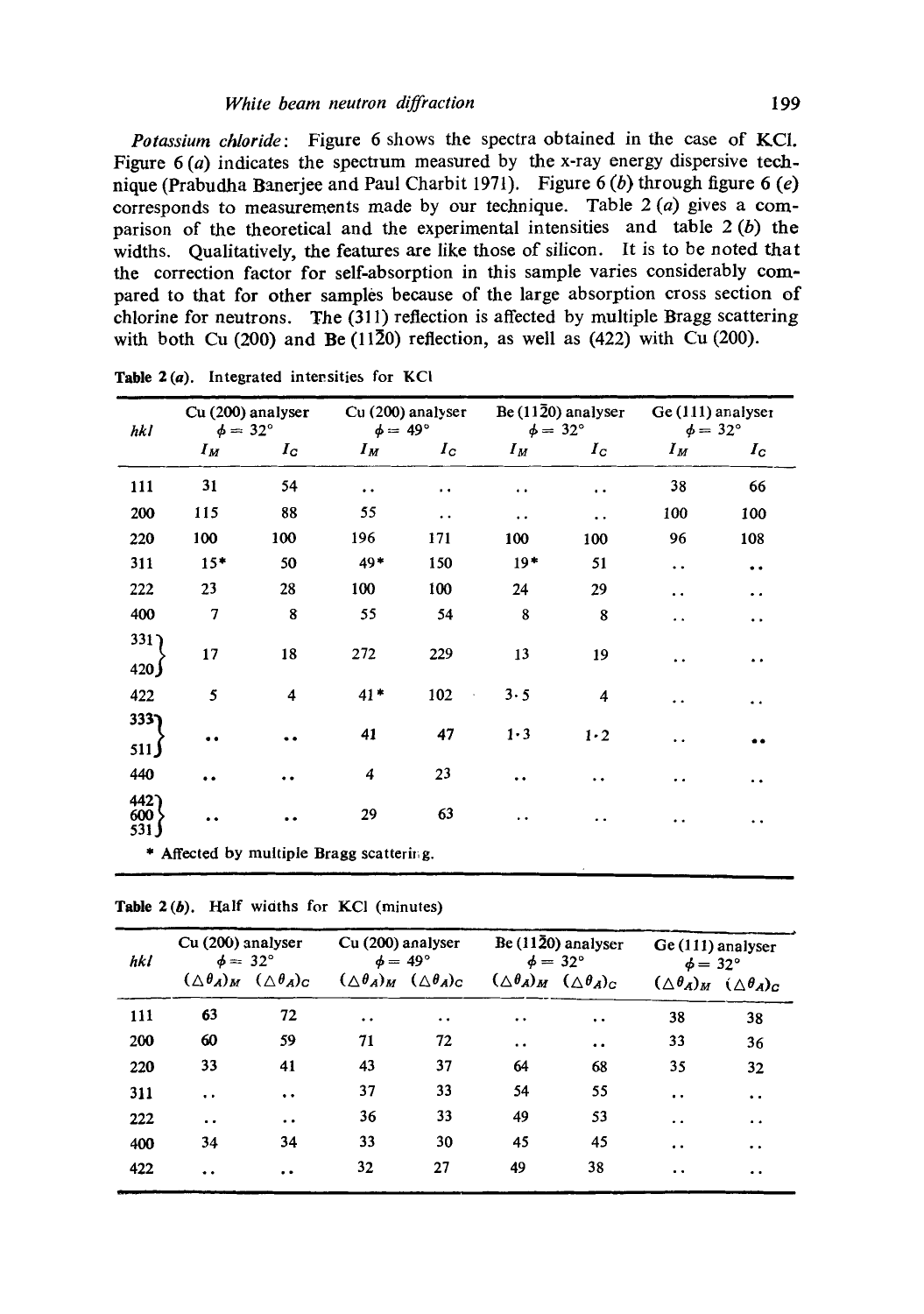*Potassium chloride*: Figure 6 shows the spectra obtained in the case of KCl. Figure 6 (*a*) indicates the spectrum measured by the x-ray energy dispersive technique (Prabudha Banerjee and Paul Charbit 1971). Figure 6 (*b*) through figure 6 (*e*) corresponds to measurements made by our technique. Table 2 (*a*) gives a comparison of the theoretical and the experimental intensities and table 2 (*b*) the widths. Qualitatively, the features are like those of silicon. It is to be noted that the correction factor for self-absorption in this sample varies considerably compared to that for other samples because of the large absorption cross section of chlorine for neutrons. The (311) reflection is affected by multiple Bragg scattering with both Cu (200) and Be (11$\bar{2}$0) reflection, as well as (422) with Cu (200).

**Table 2 (*a*).** Integrated intensities for KCl

| *hkl* | Cu (200) analyser $\phi = 32°$ | | Cu (200) analyser $\phi = 49°$ | | Be (11$\bar{2}$0) analyser $\phi = 32°$ | | Ge (111) analyser $\phi = 32°$ | |
|---|---|---|---|---|---|---|---|---|
| | $I_M$ | $I_C$ | $I_M$ | $I_C$ | $I_M$ | $I_C$ | $I_M$ | $I_C$ |
| 111 | 31 | 54 | .. | .. | .. | .. | 38 | 66 |
| 200 | 115 | 88 | 55 | .. | .. | .. | 100 | 100 |
| 220 | 100 | 100 | 196 | 171 | 100 | 100 | 96 | 108 |
| 311 | 15* | 50 | 49* | 150 | 19* | 51 | .. | .. |
| 222 | 23 | 28 | 100 | 100 | 24 | 29 | .. | .. |
| 400 | 7 | 8 | 55 | 54 | 8 | 8 | .. | .. |
| 331, 420 | 17 | 18 | 272 | 229 | 13 | 19 | .. | .. |
| 422 | 5 | 4 | 41* | 102 | 3·5 | 4 | .. | .. |
| 333, 511 | .. | .. | 41 | 47 | 1·3 | 1·2 | .. | .. |
| 440 | .. | .. | 4 | 23 | .. | .. | .. | .. |
| 442, 600, 531 | .. | .. | 29 | 63 | .. | .. | .. | .. |

\* Affected by multiple Bragg scattering.

**Table 2 (*b*).** Half widths for KCl (minutes)

| *hkl* | Cu (200) analyser $\phi = 32°$ | | Cu (200) analyser $\phi = 49°$ | | Be (11$\bar{2}$0) analyser $\phi = 32°$ | | Ge (111) analyser $\phi = 32°$ | |
|---|---|---|---|---|---|---|---|---|
| | $(\Delta\theta_A)_M$ | $(\Delta\theta_A)_C$ | $(\Delta\theta_A)_M$ | $(\Delta\theta_A)_C$ | $(\Delta\theta_A)_M$ | $(\Delta\theta_A)_C$ | $(\Delta\theta_A)_M$ | $(\Delta\theta_A)_C$ |
| 111 | 63 | 72 | .. | .. | .. | .. | 38 | 38 |
| 200 | 60 | 59 | 71 | 72 | .. | .. | 33 | 36 |
| 220 | 33 | 41 | 43 | 37 | 64 | 68 | 35 | 32 |
| 311 | .. | .. | 37 | 33 | 54 | 55 | .. | .. |
| 222 | .. | .. | 36 | 33 | 49 | 53 | .. | .. |
| 400 | 34 | 34 | 33 | 30 | 45 | 45 | .. | .. |
| 422 | .. | .. | 32 | 27 | 49 | 38 | .. | .. |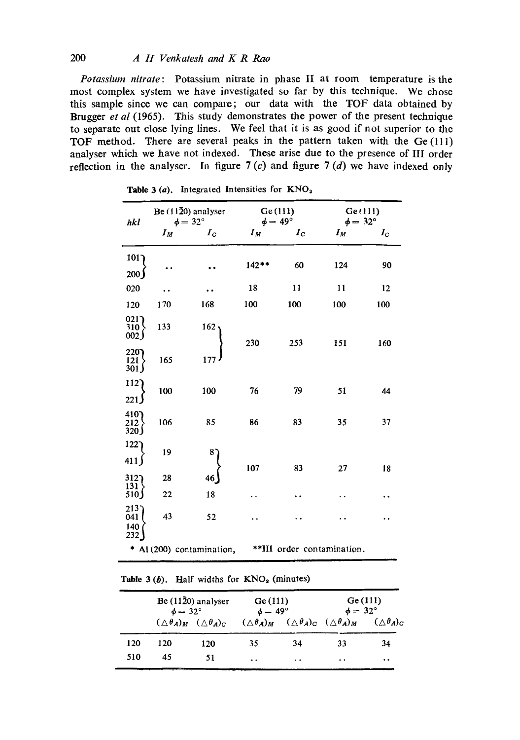*Potassium nitrate*: Potassium nitrate in phase II at room temperature is the most complex system we have investigated so far by this technique. We chose this sample since we can compare; our data with the TOF data obtained by Brugger *et al* (1965). This study demonstrates the power of the present technique to separate out close lying lines. We feel that it is as good if not superior to the TOF method. There are several peaks in the pattern taken with the Ge (111) analyser which we have not indexed. These arise due to the presence of III order reflection in the analyser. In figure 7 (*c*) and figure 7 (*d*) we have indexed only

**Table 3 (*a*).** Integrated Intensities for $KNO_3$

| *hkl* | Be (11$\bar{2}$0) analyser $\phi = 32°$ | | Ge (111) $\phi = 49°$ | | Ge (111) $\phi = 32°$ | |
|---|---|---|---|---|---|---|
| | $I_M$ | $I_C$ | $I_M$ | $I_C$ | $I_M$ | $I_C$ |
| 101, 200 | .. | .. | 142** | 60 | 124 | 90 |
| 020 | .. | .. | 18 | 11 | 11 | 12 |
| 120 | 170 | 168 | 100 | 100 | 100 | 100 |
| 021, 310, 002 | 133 | 162 } | 230 | 253 | 151 | 160 |
| 220, 121, 301 | 165 | 177 } | | | | |
| 112, 221 | 100 | 100 | 76 | 79 | 51 | 44 |
| 410, 212, 320 | 106 | 85 | 86 | 83 | 35 | 37 |
| 122, 411 | 19 | 8 } | 107 | 83 | 27 | 18 |
| 312, 131 | 28 | 46 } | | | | |
| 510 | 22 | 18 | .. | .. | .. | .. |
| 213, 041, 140, 232 | 43 | 52 | .. | .. | .. | .. |

\* Al (200) contamination, **III order contamination.

**Table 3 (*b*).** Half widths for $KNO_3$ (minutes)

| | Be (11$\bar{2}$0) analyser $\phi = 32°$ | | Ge (111) $\phi = 49°$ | | Ge (111) $\phi = 32°$ | |
|---|---|---|---|---|---|---|
| | $(\triangle\theta_A)_M$ | $(\triangle\theta_A)_C$ | $(\triangle\theta_A)_M$ | $(\triangle\theta_A)_C$ | $(\triangle\theta_A)_M$ | $(\triangle\theta_A)_C$ |
| 120 | 120 | 120 | 35 | 34 | 33 | 34 |
| 510 | 45 | 51 | .. | .. | .. | .. |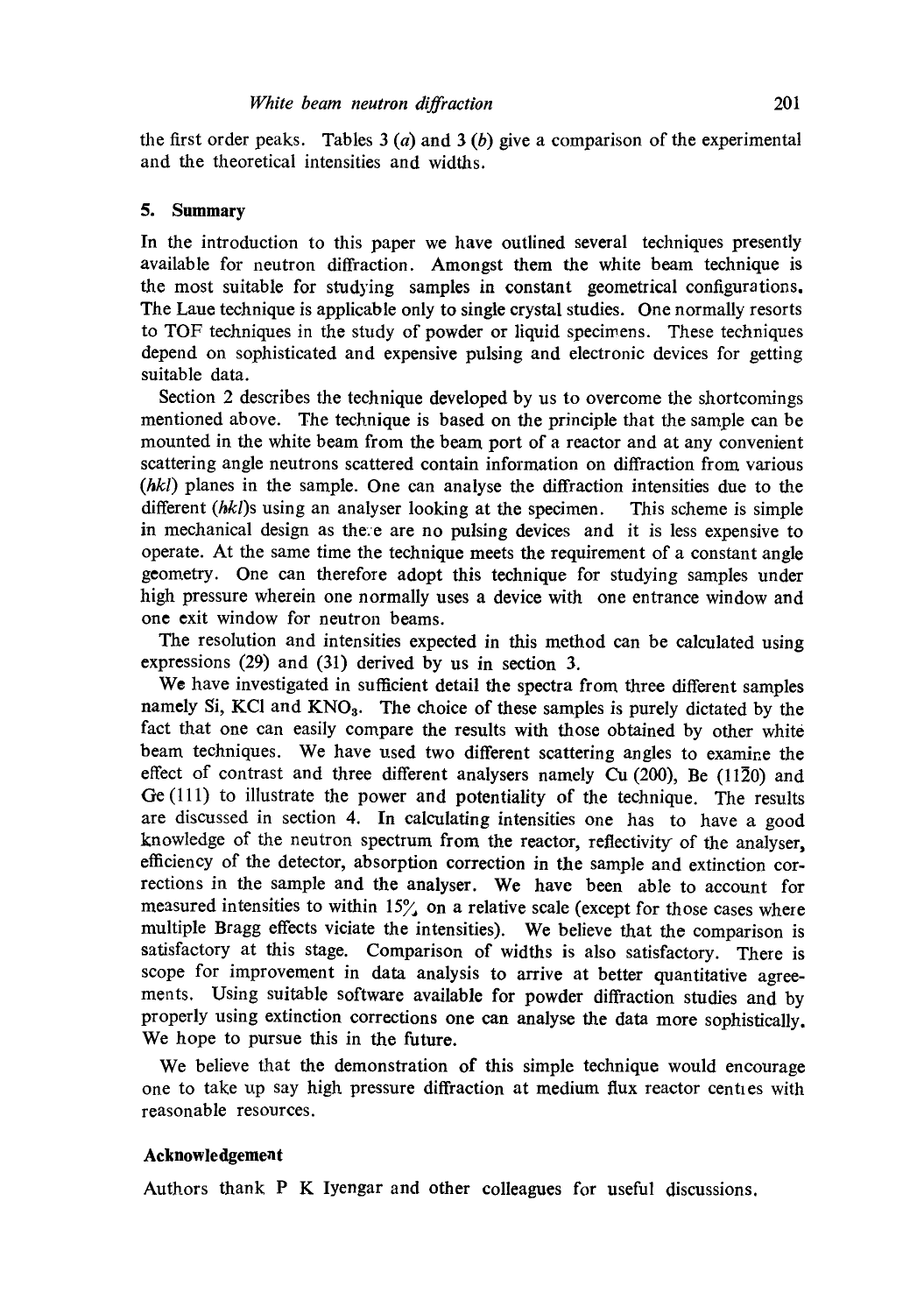the first order peaks. Tables 3 (*a*) and 3 (*b*) give a comparison of the experimental and the theoretical intensities and widths.

## 5. Summary

In the introduction to this paper we have outlined several techniques presently available for neutron diffraction. Amongst them the white beam technique is the most suitable for studying samples in constant geometrical configurations. The Laue technique is applicable only to single crystal studies. One normally resorts to TOF techniques in the study of powder or liquid specimens. These techniques depend on sophisticated and expensive pulsing and electronic devices for getting suitable data.

Section 2 describes the technique developed by us to overcome the shortcomings mentioned above. The technique is based on the principle that the sample can be mounted in the white beam from the beam port of a reactor and at any convenient scattering angle neutrons scattered contain information on diffraction from various (*hkl*) planes in the sample. One can analyse the diffraction intensities due to the different (*hkl*)s using an analyser looking at the specimen. This scheme is simple in mechanical design as there are no pulsing devices and it is less expensive to operate. At the same time the technique meets the requirement of a constant angle geometry. One can therefore adopt this technique for studying samples under high pressure wherein one normally uses a device with one entrance window and one exit window for neutron beams.

The resolution and intensities expected in this method can be calculated using expressions (29) and (31) derived by us in section 3.

We have investigated in sufficient detail the spectra from three different samples namely Si, KCl and $KNO_3$. The choice of these samples is purely dictated by the fact that one can easily compare the results with those obtained by other white beam techniques. We have used two different scattering angles to examine the effect of contrast and three different analysers namely Cu (200), Be (11$\bar{2}$0) and Ge (111) to illustrate the power and potentiality of the technique. The results are discussed in section 4. In calculating intensities one has to have a good knowledge of the neutron spectrum from the reactor, reflectivity of the analyser, efficiency of the detector, absorption correction in the sample and extinction corrections in the sample and the analyser. We have been able to account for measured intensities to within 15% on a relative scale (except for those cases where multiple Bragg effects viciate the intensities). We believe that the comparison is satisfactory at this stage. Comparison of widths is also satisfactory. There is scope for improvement in data analysis to arrive at better quantitative agreements. Using suitable software available for powder diffraction studies and by properly using extinction corrections one can analyse the data more sophisticatedly. We hope to pursue this in the future.

We believe that the demonstration of this simple technique would encourage one to take up say high pressure diffraction at medium flux reactor centres with reasonable resources.

### Acknowledgement

Authors thank P K Iyengar and other colleagues for useful discussions.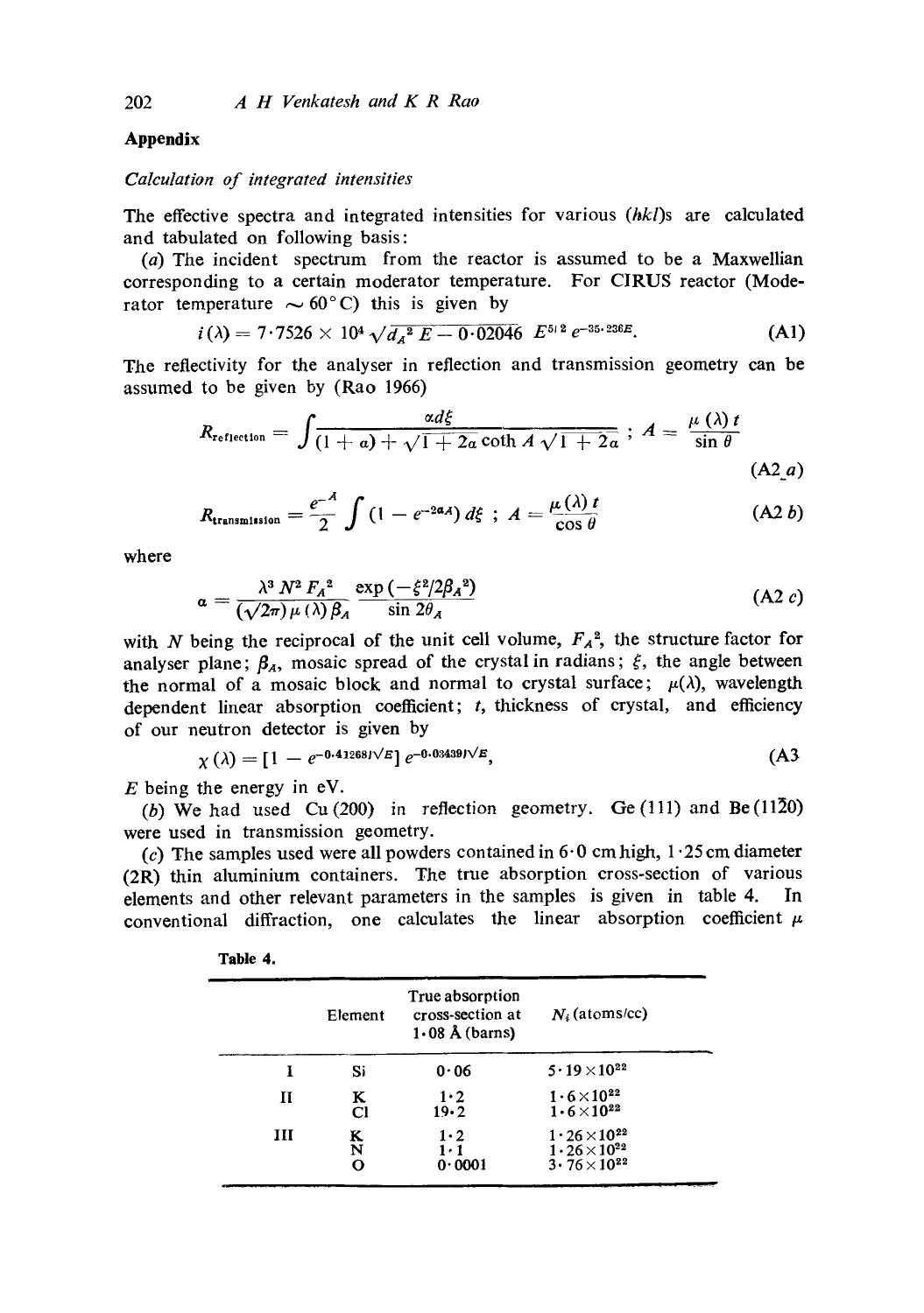## Appendix

### *Calculation of integrated intensities*

The effective spectra and integrated intensities for various ($hkl$)s are calculated and tabulated on following basis:

(*a*) The incident spectrum from the reactor is assumed to be a Maxwellian corresponding to a certain moderator temperature. For CIRUS reactor (Moderator temperature $\sim 60°$C) this is given by

$$i(\lambda) = 7{\cdot}7526 \times 10^4 \sqrt{d_A^2 E - 0{\cdot}02046}\; E^{5/2}\, e^{-35{\cdot}236E}. \tag{A1}$$

The reflectivity for the analyser in reflection and transmission geometry can be assumed to be given by (Rao 1966)

$$R_{\text{reflection}} = \int \frac{\alpha d\xi}{(1+\alpha) + \sqrt{1+2\alpha}\coth A\sqrt{1+2\alpha}}\;;\; A = \frac{\mu(\lambda)\,t}{\sin\theta} \tag{A2 a}$$

$$R_{\text{transmission}} = \frac{e^{-A}}{2}\int (1 - e^{-2\alpha A})\, d\xi\;;\; A = \frac{\mu(\lambda)\,t}{\cos\theta} \tag{A2 b}$$

where

$$\alpha = \frac{\lambda^3 N^2 F_A^2}{(\sqrt{2\pi})\,\mu(\lambda)\,\beta_A}\,\frac{\exp(-\xi^2/2\beta_A^2)}{\sin 2\theta_A} \tag{A2 c}$$

with $N$ being the reciprocal of the unit cell volume, $F_A^2$, the structure factor for analyser plane; $\beta_A$, mosaic spread of the crystal in radians; $\xi$, the angle between the normal of a mosaic block and normal to crystal surface; $\mu(\lambda)$, wavelength dependent linear absorption coefficient; $t$, thickness of crystal, and efficiency of our neutron detector is given by

$$\chi(\lambda) = [1 - e^{-0{\cdot}41268/\sqrt{E}}]\, e^{-0{\cdot}03439/\sqrt{E}}, \tag{A3}$$

$E$ being the energy in eV.

(*b*) We had used Cu(200) in reflection geometry. Ge(111) and Be($11\bar{2}0$) were used in transmission geometry.

(*c*) The samples used were all powders contained in 6·0 cm high, 1·25 cm diameter (2R) thin aluminium containers. The true absorption cross-section of various elements and other relevant parameters in the samples is given in table 4. In conventional diffraction, one calculates the linear absorption coefficient $\mu$

**Table 4.**

| | Element | True absorption cross-section at 1·08 Å (barns) | $N_i$ (atoms/cc) |
|---|---|---|---|
| I | Si | 0·06 | $5{\cdot}19 \times 10^{22}$ |
| II | K | 1·2 | $1{\cdot}6 \times 10^{22}$ |
| | Cl | 19·2 | $1{\cdot}6 \times 10^{22}$ |
| III | K | 1·2 | $1{\cdot}26 \times 10^{22}$ |
| | N | 1·1 | $1{\cdot}26 \times 10^{22}$ |
| | O | 0·0001 | $3{\cdot}76 \times 10^{22}$ |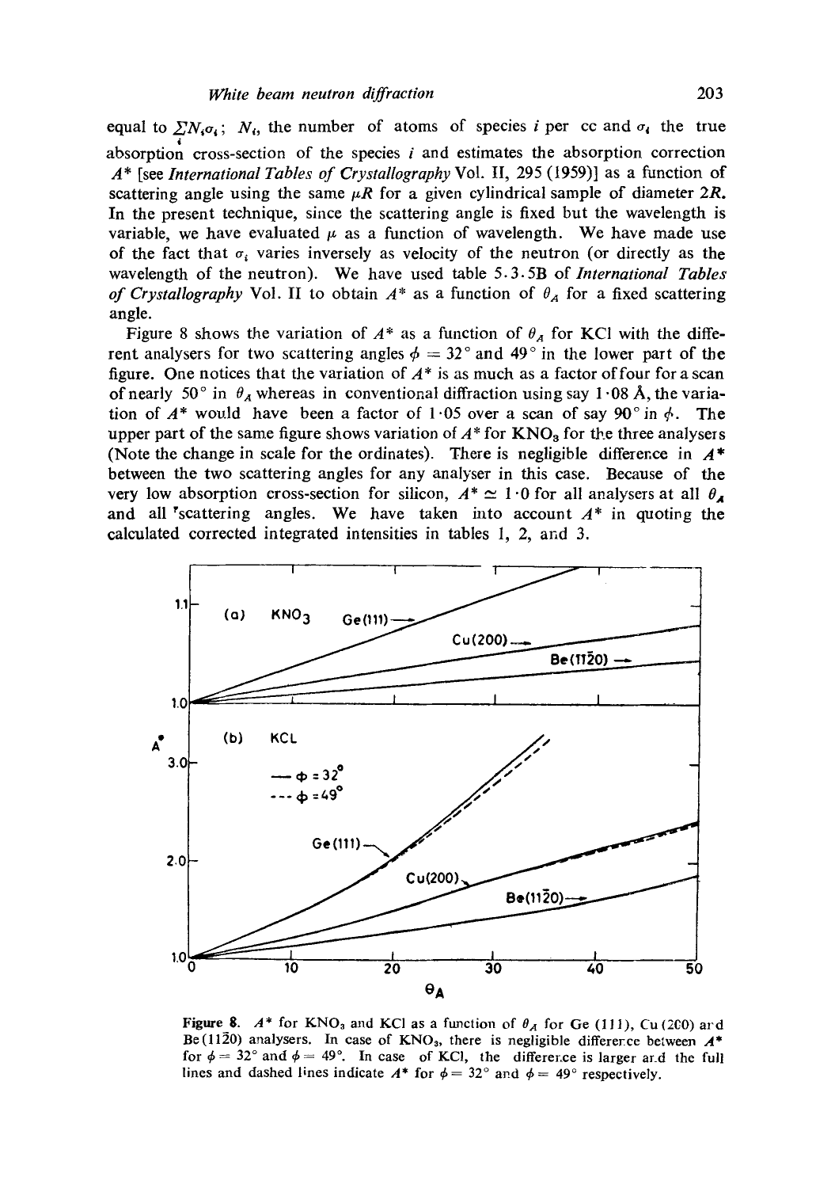equal to $\sum_i N_i \sigma_i$; $N_i$, the number of atoms of species $i$ per cc and $\sigma_i$ the true absorption cross-section of the species $i$ and estimates the absorption correction $A^*$ [see *International Tables of Crystallography* Vol. II, 295 (1959)] as a function of scattering angle using the same $\mu R$ for a given cylindrical sample of diameter $2R$. In the present technique, since the scattering angle is fixed but the wavelength is variable, we have evaluated $\mu$ as a function of wavelength. We have made use of the fact that $\sigma_i$ varies inversely as velocity of the neutron (or directly as the wavelength of the neutron). We have used table 5.3.5B of *International Tables of Crystallography* Vol. II to obtain $A^*$ as a function of $\theta_A$ for a fixed scattering angle.

Figure 8 shows the variation of $A^*$ as a function of $\theta_A$ for KCl with the different analysers for two scattering angles $\phi = 32°$ and $49°$ in the lower part of the figure. One notices that the variation of $A^*$ is as much as a factor of four for a scan of nearly 50° in $\theta_A$ whereas in conventional diffraction using say 1·08 Å, the variation of $A^*$ would have been a factor of 1·05 over a scan of say 90° in $\phi$. The upper part of the same figure shows variation of $A^*$ for $KNO_3$ for the three analysers (Note the change in scale for the ordinates). There is negligible difference in $A^*$ between the two scattering angles for any analyser in this case. Because of the very low absorption cross-section for silicon, $A^* \simeq 1·0$ for all analysers at all $\theta_A$ and all scattering angles. We have taken into account $A^*$ in quoting the calculated corrected integrated intensities in tables 1, 2, and 3.

**Figure 8.** $A^*$ for $KNO_3$ and KCl as a function of $\theta_A$ for Ge (111), Cu (200) and Be(11$\bar{2}$0) analysers. In case of $KNO_3$, there is negligible difference between $A^*$ for $\phi = 32°$ and $\phi = 49°$. In case of KCl, the difference is larger and the full lines and dashed lines indicate $A^*$ for $\phi = 32°$ and $\phi = 49°$ respectively.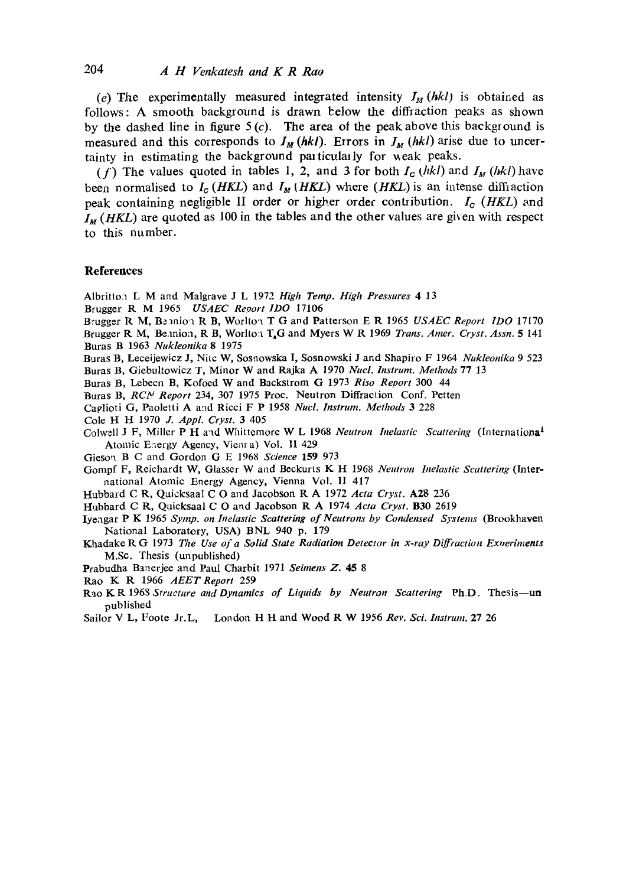(e) The experimentally measured integrated intensity $I_M(hkl)$ is obtained as follows: A smooth background is drawn below the diffraction peaks as shown by the dashed line in figure 5 (c). The area of the peak above this background is measured and this corresponds to $I_M(hkl)$. Errors in $I_M(hkl)$ arise due to uncertainty in estimating the background particularly for weak peaks.

(f) The values quoted in tables 1, 2, and 3 for both $I_C(hkl)$ and $I_M(hkl)$ have been normalised to $I_C(HKL)$ and $I_M(HKL)$ where $(HKL)$ is an intense diffraction peak containing negligible II order or higher order contribution. $I_C(HKL)$ and $I_M(HKL)$ are quoted as 100 in the tables and the other values are given with respect to this number.

## References

Albritton L M and Malgrave J L 1972 *High Temp. High Pressures* **4** 13

Brugger R M 1965 *USAEC Report IDO* 17106

Brugger R M, Bennion R B, Worlton T G and Patterson E R 1965 *USAEC Report IDO* 17170

Brugger R M, Bennion, R B, Worlton T G and Myers W R 1969 *Trans. Amer. Cryst. Assn.* **5** 141

Buras B 1963 *Nukleonika* **8** 1975

Buras B, Leceijewicz J, Nitc W, Sosnowska I, Sosnowski J and Shapiro F 1964 *Nukleonika* **9** 523

Buras B, Giebultowicz T, Minor W and Rajka A 1970 *Nucl. Instrum. Methods* **77** 13

Buras B, Lebecn B, Kofoed W and Backstrom G 1973 *Riso Report* 300 44

Buras B, *RCN Report* 234, 307 1975 Proc. Neutron Diffraction Conf. Petten

Caglioti G, Paoletti A and Ricci F P 1958 *Nucl. Instrum. Methods* **3** 228

Cole H H 1970 *J. Appl. Cryst.* **3** 405

Colwell J F, Miller P H and Whittemore W L 1968 *Neutron Inelastic Scattering* (International Atomic Energy Agency, Vienna) Vol. II 429

Gieson B C and Gordon G E 1968 *Science* **159** 973

Gompf F, Reichardt W, Glasser W and Beckurts K H 1968 *Neutron Inelastic Scattering* (International Atomic Energy Agency, Vienna Vol. II 417

Hubbard C R, Quicksaal C O and Jacobson R A 1972 *Acta Cryst.* **A28** 236

Hubbard C R, Quicksaal C O and Jacobson R A 1974 *Acta Cryst.* **B30** 2619

Iyengar P K 1965 *Symp. on Inelastic Scattering of Neutrons by Condensed Systems* (Brookhaven National Laboratory, USA) BNL 940 p. 179

Khadake R G 1973 *The Use of a Solid State Radiation Detector in x-ray Diffraction Experiments* M.Sc. Thesis (unpublished)

Prabudha Banerjee and Paul Charbit 1971 *Seimens Z.* **45** 8

Rao K R 1966 *AEET Report* 259

Rao K R 1968 *Structure and Dynamics of Liquids by Neutron Scattering* Ph.D. Thesis—unpublished

Sailor V L, Foote Jr.L, London H H and Wood R W 1956 *Rev. Sci. Instrum.* **27** 26